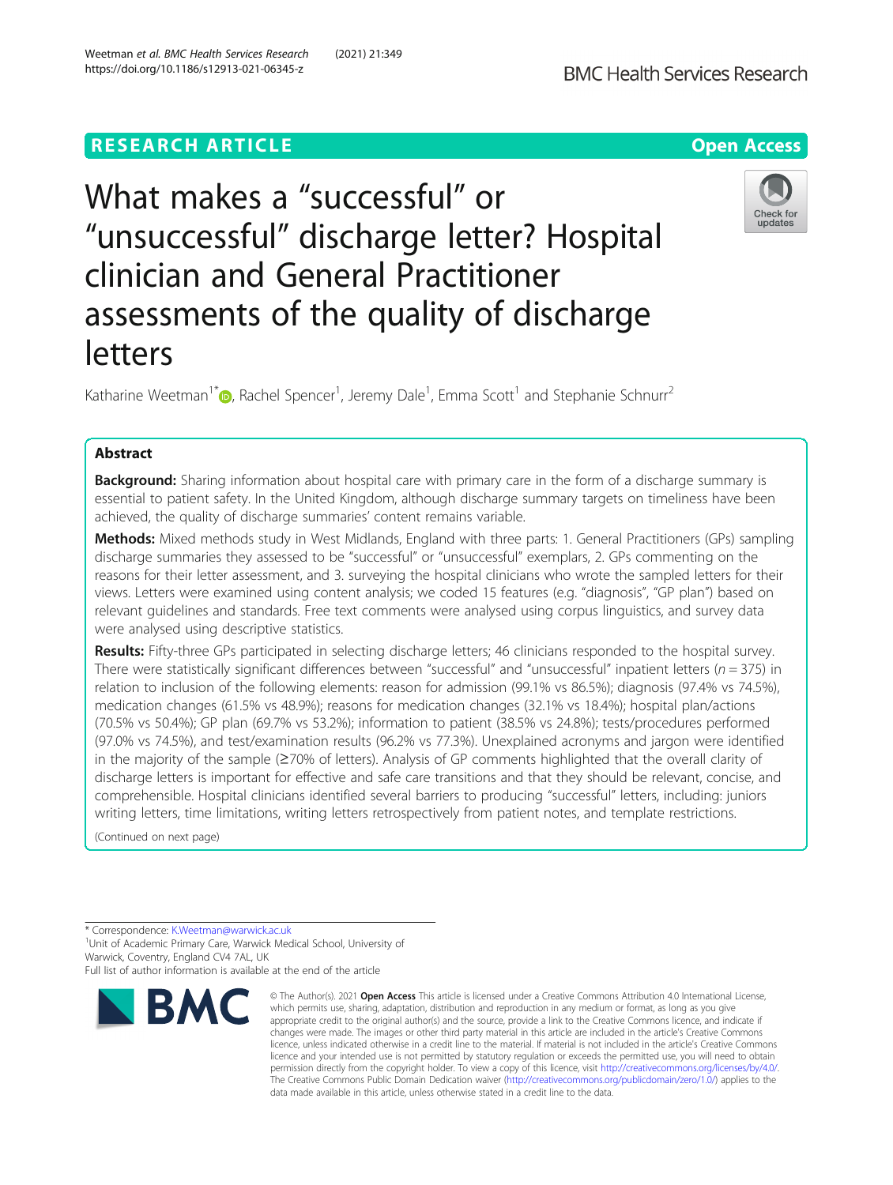RESEARCH ARTICLE

Open Access

# What makes a "successful" or "unsuccessful" discharge letter? Hospital clinician and General Practitioner assessments of the quality of discharge letters

Katharine Weetman[1*], Rachel Spencer[1], Jeremy Dale[1], Emma Scott[1] and Stephanie Schnurr[2]

## Abstract

**Background:** Sharing information about hospital care with primary care in the form of a discharge summary is essential to patient safety. In the United Kingdom, although discharge summary targets on timeliness have been achieved, the quality of discharge summaries' content remains variable.

**Methods:** Mixed methods study in West Midlands, England with three parts: 1. General Practitioners (GPs) sampling discharge summaries they assessed to be "successful" or "unsuccessful" exemplars, 2. GPs commenting on the reasons for their letter assessment, and 3. surveying the hospital clinicians who wrote the sampled letters for their views. Letters were examined using content analysis; we coded 15 features (e.g. "diagnosis", "GP plan") based on relevant guidelines and standards. Free text comments were analysed using corpus linguistics, and survey data were analysed using descriptive statistics.

**Results:** Fifty-three GPs participated in selecting discharge letters; 46 clinicians responded to the hospital survey. There were statistically significant differences between "successful" and "unsuccessful" inpatient letters ($n = 375$) in relation to inclusion of the following elements: reason for admission (99.1% vs 86.5%); diagnosis (97.4% vs 74.5%), medication changes (61.5% vs 48.9%); reasons for medication changes (32.1% vs 18.4%); hospital plan/actions (70.5% vs 50.4%); GP plan (69.7% vs 53.2%); information to patient (38.5% vs 24.8%); tests/procedures performed (97.0% vs 74.5%), and test/examination results (96.2% vs 77.3%). Unexplained acronyms and jargon were identified in the majority of the sample (≥70% of letters). Analysis of GP comments highlighted that the overall clarity of discharge letters is important for effective and safe care transitions and that they should be relevant, concise, and comprehensible. Hospital clinicians identified several barriers to producing "successful" letters, including: juniors writing letters, time limitations, writing letters retrospectively from patient notes, and template restrictions.

(Continued on next page)

* Correspondence: K.Weetman@warwick.ac.uk
[1]Unit of Academic Primary Care, Warwick Medical School, University of Warwick, Coventry, England CV4 7AL, UK
Full list of author information is available at the end of the article

© The Author(s). 2021 **Open Access** This article is licensed under a Creative Commons Attribution 4.0 International License, which permits use, sharing, adaptation, distribution and reproduction in any medium or format, as long as you give appropriate credit to the original author(s) and the source, provide a link to the Creative Commons licence, and indicate if changes were made. The images or other third party material in this article are included in the article's Creative Commons licence, unless indicated otherwise in a credit line to the material. If material is not included in the article's Creative Commons licence and your intended use is not permitted by statutory regulation or exceeds the permitted use, you will need to obtain permission directly from the copyright holder. To view a copy of this licence, visit http://creativecommons.org/licenses/by/4.0/. The Creative Commons Public Domain Dedication waiver (http://creativecommons.org/publicdomain/zero/1.0/) applies to the data made available in this article, unless otherwise stated in a credit line to the data.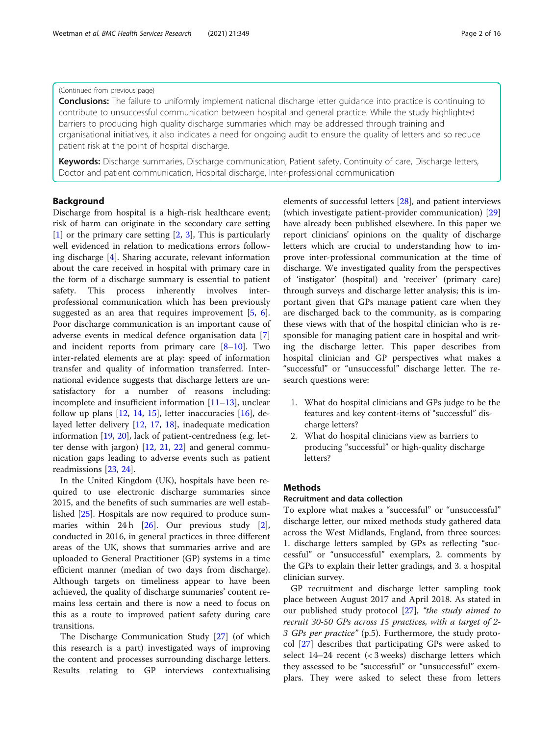(Continued from previous page)

**Conclusions:** The failure to uniformly implement national discharge letter guidance into practice is continuing to contribute to unsuccessful communication between hospital and general practice. While the study highlighted barriers to producing high quality discharge summaries which may be addressed through training and organisational initiatives, it also indicates a need for ongoing audit to ensure the quality of letters and so reduce patient risk at the point of hospital discharge.

**Keywords:** Discharge summaries, Discharge communication, Patient safety, Continuity of care, Discharge letters, Doctor and patient communication, Hospital discharge, Inter-professional communication

## Background

Discharge from hospital is a high-risk healthcare event; risk of harm can originate in the secondary care setting [1] or the primary care setting [2, 3], This is particularly well evidenced in relation to medications errors following discharge [4]. Sharing accurate, relevant information about the care received in hospital with primary care in the form of a discharge summary is essential to patient safety. This process inherently involves inter-professional communication which has been previously suggested as an area that requires improvement [5, 6]. Poor discharge communication is an important cause of adverse events in medical defence organisation data [7] and incident reports from primary care [8–10]. Two inter-related elements are at play: speed of information transfer and quality of information transferred. International evidence suggests that discharge letters are unsatisfactory for a number of reasons including: incomplete and insufficient information [11–13], unclear follow up plans [12, 14, 15], letter inaccuracies [16], delayed letter delivery [12, 17, 18], inadequate medication information [19, 20], lack of patient-centredness (e.g. letter dense with jargon) [12, 21, 22] and general communication gaps leading to adverse events such as patient readmissions [23, 24].

In the United Kingdom (UK), hospitals have been required to use electronic discharge summaries since 2015, and the benefits of such summaries are well established [25]. Hospitals are now required to produce summaries within 24 h [26]. Our previous study [2], conducted in 2016, in general practices in three different areas of the UK, shows that summaries arrive and are uploaded to General Practitioner (GP) systems in a time efficient manner (median of two days from discharge). Although targets on timeliness appear to have been achieved, the quality of discharge summaries' content remains less certain and there is now a need to focus on this as a route to improved patient safety during care transitions.

The Discharge Communication Study [27] (of which this research is a part) investigated ways of improving the content and processes surrounding discharge letters. Results relating to GP interviews contextualising elements of successful letters [28], and patient interviews (which investigate patient-provider communication) [29] have already been published elsewhere. In this paper we report clinicians' opinions on the quality of discharge letters which are crucial to understanding how to improve inter-professional communication at the time of discharge. We investigated quality from the perspectives of 'instigator' (hospital) and 'receiver' (primary care) through surveys and discharge letter analysis; this is important given that GPs manage patient care when they are discharged back to the community, as is comparing these views with that of the hospital clinician who is responsible for managing patient care in hospital and writing the discharge letter. This paper describes from hospital clinician and GP perspectives what makes a "successful" or "unsuccessful" discharge letter. The research questions were:

1. What do hospital clinicians and GPs judge to be the features and key content-items of "successful" discharge letters?
2. What do hospital clinicians view as barriers to producing "successful" or high-quality discharge letters?

## Methods

### Recruitment and data collection

To explore what makes a "successful" or "unsuccessful" discharge letter, our mixed methods study gathered data across the West Midlands, England, from three sources: 1. discharge letters sampled by GPs as reflecting "successful" or "unsuccessful" exemplars, 2. comments by the GPs to explain their letter gradings, and 3. a hospital clinician survey.

GP recruitment and discharge letter sampling took place between August 2017 and April 2018. As stated in our published study protocol [27], *"the study aimed to recruit 30-50 GPs across 15 practices, with a target of 2-3 GPs per practice"* (p.5). Furthermore, the study protocol [27] describes that participating GPs were asked to select 14–24 recent (< 3 weeks) discharge letters which they assessed to be "successful" or "unsuccessful" exemplars. They were asked to select these from letters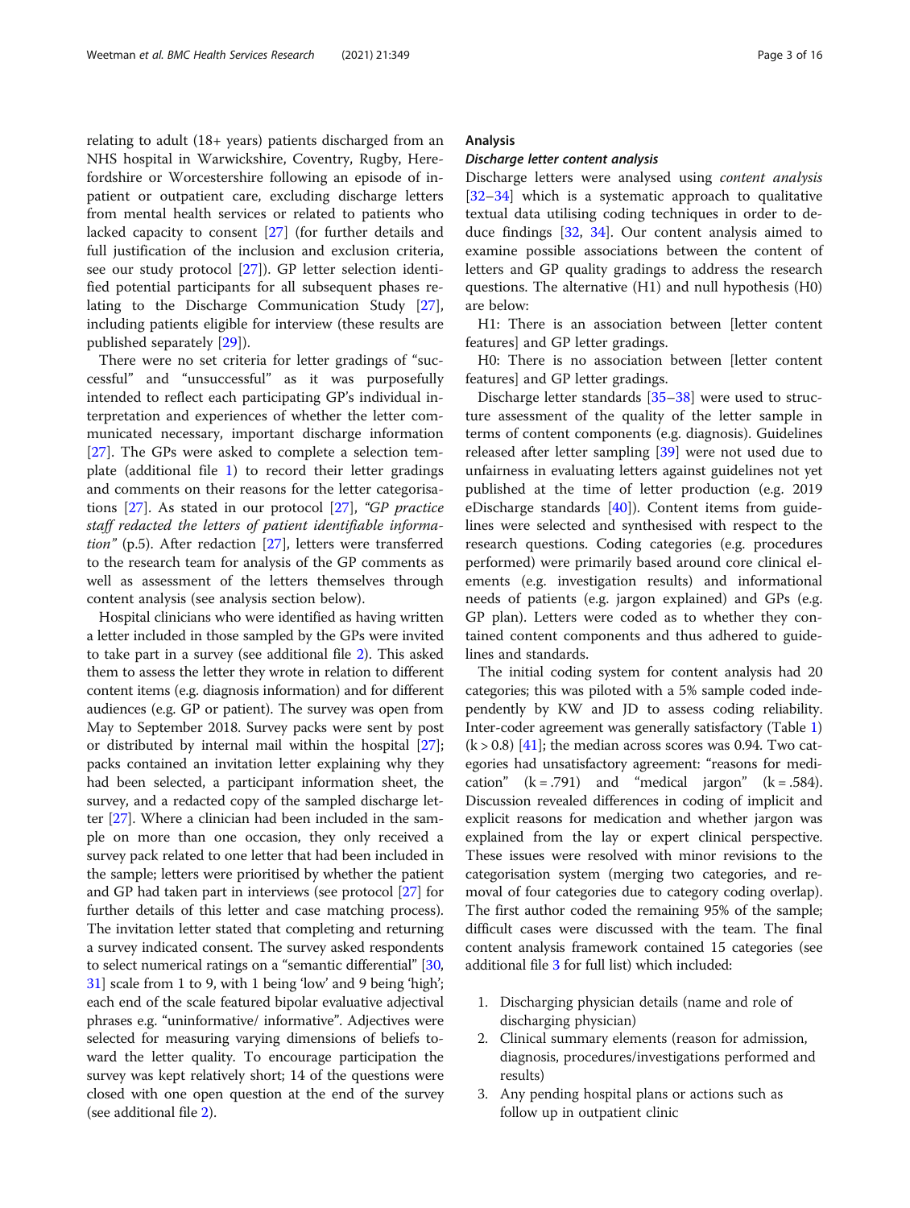relating to adult (18+ years) patients discharged from an NHS hospital in Warwickshire, Coventry, Rugby, Herefordshire or Worcestershire following an episode of inpatient or outpatient care, excluding discharge letters from mental health services or related to patients who lacked capacity to consent [27] (for further details and full justification of the inclusion and exclusion criteria, see our study protocol [27]). GP letter selection identified potential participants for all subsequent phases relating to the Discharge Communication Study [27], including patients eligible for interview (these results are published separately [29]).

There were no set criteria for letter gradings of "successful" and "unsuccessful" as it was purposefully intended to reflect each participating GP's individual interpretation and experiences of whether the letter communicated necessary, important discharge information [27]. The GPs were asked to complete a selection template (additional file 1) to record their letter gradings and comments on their reasons for the letter categorisations [27]. As stated in our protocol [27], *"GP practice staff redacted the letters of patient identifiable information"* (p.5). After redaction [27], letters were transferred to the research team for analysis of the GP comments as well as assessment of the letters themselves through content analysis (see analysis section below).

Hospital clinicians who were identified as having written a letter included in those sampled by the GPs were invited to take part in a survey (see additional file 2). This asked them to assess the letter they wrote in relation to different content items (e.g. diagnosis information) and for different audiences (e.g. GP or patient). The survey was open from May to September 2018. Survey packs were sent by post or distributed by internal mail within the hospital [27]; packs contained an invitation letter explaining why they had been selected, a participant information sheet, the survey, and a redacted copy of the sampled discharge letter [27]. Where a clinician had been included in the sample on more than one occasion, they only received a survey pack related to one letter that had been included in the sample; letters were prioritised by whether the patient and GP had taken part in interviews (see protocol [27] for further details of this letter and case matching process). The invitation letter stated that completing and returning a survey indicated consent. The survey asked respondents to select numerical ratings on a "semantic differential" [30, 31] scale from 1 to 9, with 1 being 'low' and 9 being 'high'; each end of the scale featured bipolar evaluative adjectival phrases e.g. "uninformative/ informative". Adjectives were selected for measuring varying dimensions of beliefs toward the letter quality. To encourage participation the survey was kept relatively short; 14 of the questions were closed with one open question at the end of the survey (see additional file 2).

## Analysis

### *Discharge letter content analysis*

Discharge letters were analysed using *content analysis* [32–34] which is a systematic approach to qualitative textual data utilising coding techniques in order to deduce findings [32, 34]. Our content analysis aimed to examine possible associations between the content of letters and GP quality gradings to address the research questions. The alternative (H1) and null hypothesis (H0) are below:

H1: There is an association between [letter content features] and GP letter gradings.

H0: There is no association between [letter content features] and GP letter gradings.

Discharge letter standards [35–38] were used to structure assessment of the quality of the letter sample in terms of content components (e.g. diagnosis). Guidelines released after letter sampling [39] were not used due to unfairness in evaluating letters against guidelines not yet published at the time of letter production (e.g. 2019 eDischarge standards [40]). Content items from guidelines were selected and synthesised with respect to the research questions. Coding categories (e.g. procedures performed) were primarily based around core clinical elements (e.g. investigation results) and informational needs of patients (e.g. jargon explained) and GPs (e.g. GP plan). Letters were coded as to whether they contained content components and thus adhered to guidelines and standards.

The initial coding system for content analysis had 20 categories; this was piloted with a 5% sample coded independently by KW and JD to assess coding reliability. Inter-coder agreement was generally satisfactory (Table 1) ($k > 0.8$) [41]; the median across scores was 0.94. Two categories had unsatisfactory agreement: "reasons for medication" ($k = .791$) and "medical jargon" ($k = .584$). Discussion revealed differences in coding of implicit and explicit reasons for medication and whether jargon was explained from the lay or expert clinical perspective. These issues were resolved with minor revisions to the categorisation system (merging two categories, and removal of four categories due to category coding overlap). The first author coded the remaining 95% of the sample; difficult cases were discussed with the team. The final content analysis framework contained 15 categories (see additional file 3 for full list) which included:

1. Discharging physician details (name and role of discharging physician)
2. Clinical summary elements (reason for admission, diagnosis, procedures/investigations performed and results)
3. Any pending hospital plans or actions such as follow up in outpatient clinic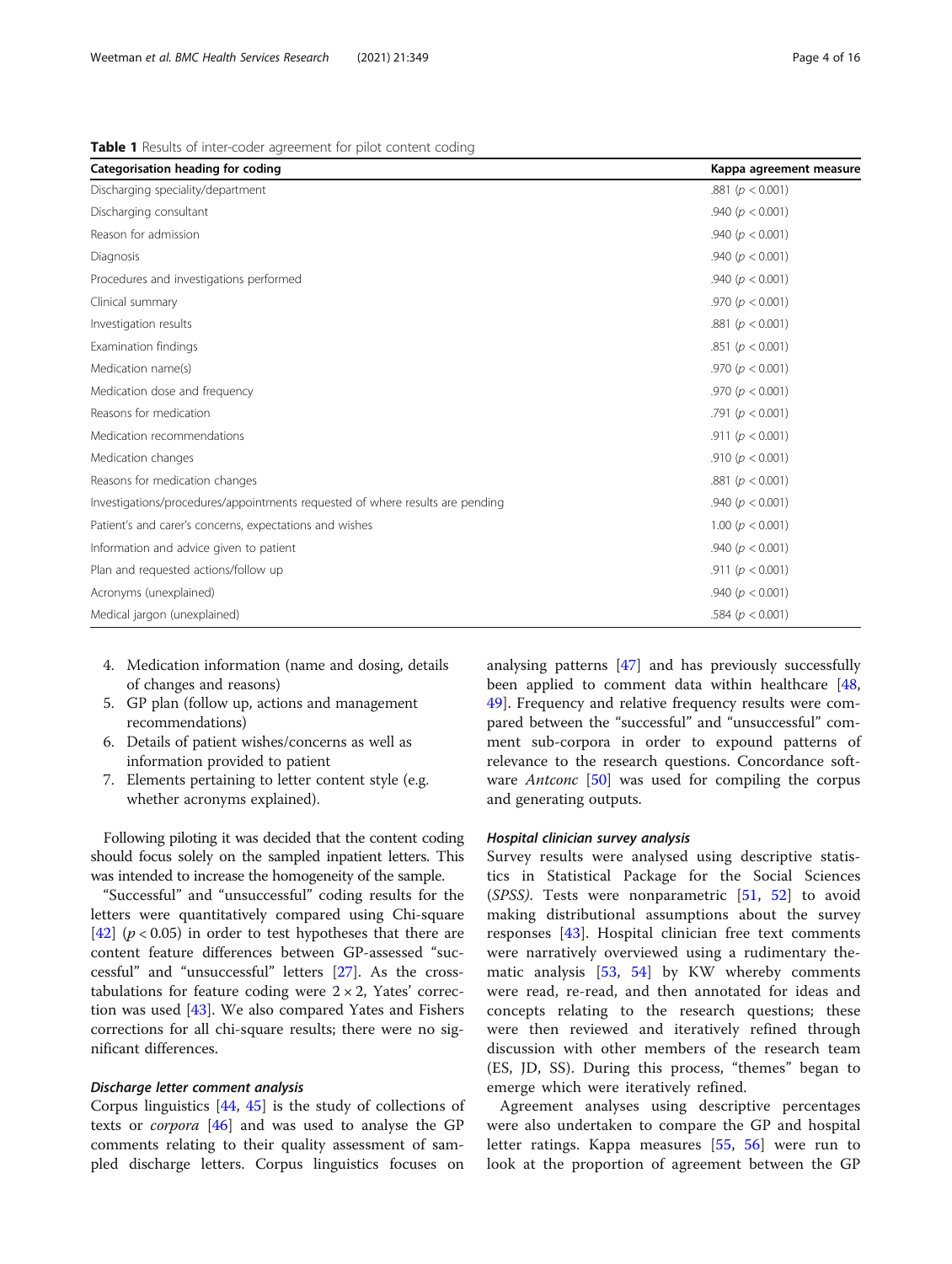**Table 1** Results of inter-coder agreement for pilot content coding

| Categorisation heading for coding | Kappa agreement measure |
| --- | --- |
| Discharging speciality/department | .881 ($p < 0.001$) |
| Discharging consultant | .940 ($p < 0.001$) |
| Reason for admission | .940 ($p < 0.001$) |
| Diagnosis | .940 ($p < 0.001$) |
| Procedures and investigations performed | .940 ($p < 0.001$) |
| Clinical summary | .970 ($p < 0.001$) |
| Investigation results | .881 ($p < 0.001$) |
| Examination findings | .851 ($p < 0.001$) |
| Medication name(s) | .970 ($p < 0.001$) |
| Medication dose and frequency | .970 ($p < 0.001$) |
| Reasons for medication | .791 ($p < 0.001$) |
| Medication recommendations | .911 ($p < 0.001$) |
| Medication changes | .910 ($p < 0.001$) |
| Reasons for medication changes | .881 ($p < 0.001$) |
| Investigations/procedures/appointments requested of where results are pending | .940 ($p < 0.001$) |
| Patient's and carer's concerns, expectations and wishes | 1.00 ($p < 0.001$) |
| Information and advice given to patient | .940 ($p < 0.001$) |
| Plan and requested actions/follow up | .911 ($p < 0.001$) |
| Acronyms (unexplained) | .940 ($p < 0.001$) |
| Medical jargon (unexplained) | .584 ($p < 0.001$) |

4. Medication information (name and dosing, details of changes and reasons)
5. GP plan (follow up, actions and management recommendations)
6. Details of patient wishes/concerns as well as information provided to patient
7. Elements pertaining to letter content style (e.g. whether acronyms explained).

Following piloting it was decided that the content coding should focus solely on the sampled inpatient letters. This was intended to increase the homogeneity of the sample.

"Successful" and "unsuccessful" coding results for the letters were quantitatively compared using Chi-square [42] ($p < 0.05$) in order to test hypotheses that there are content feature differences between GP-assessed "successful" and "unsuccessful" letters [27]. As the cross-tabulations for feature coding were $2 \times 2$, Yates' correction was used [43]. We also compared Yates and Fishers corrections for all chi-square results; there were no significant differences.

#### *Discharge letter comment analysis*

Corpus linguistics [44, 45] is the study of collections of texts or *corpora* [46] and was used to analyse the GP comments relating to their quality assessment of sampled discharge letters. Corpus linguistics focuses on analysing patterns [47] and has previously successfully been applied to comment data within healthcare [48, 49]. Frequency and relative frequency results were compared between the "successful" and "unsuccessful" comment sub-corpora in order to expound patterns of relevance to the research questions. Concordance software *Antconc* [50] was used for compiling the corpus and generating outputs.

#### *Hospital clinician survey analysis*

Survey results were analysed using descriptive statistics in Statistical Package for the Social Sciences (*SPSS*). Tests were nonparametric [51, 52] to avoid making distributional assumptions about the survey responses [43]. Hospital clinician free text comments were narratively overviewed using a rudimentary thematic analysis [53, 54] by KW whereby comments were read, re-read, and then annotated for ideas and concepts relating to the research questions; these were then reviewed and iteratively refined through discussion with other members of the research team (ES, JD, SS). During this process, "themes" began to emerge which were iteratively refined.

Agreement analyses using descriptive percentages were also undertaken to compare the GP and hospital letter ratings. Kappa measures [55, 56] were run to look at the proportion of agreement between the GP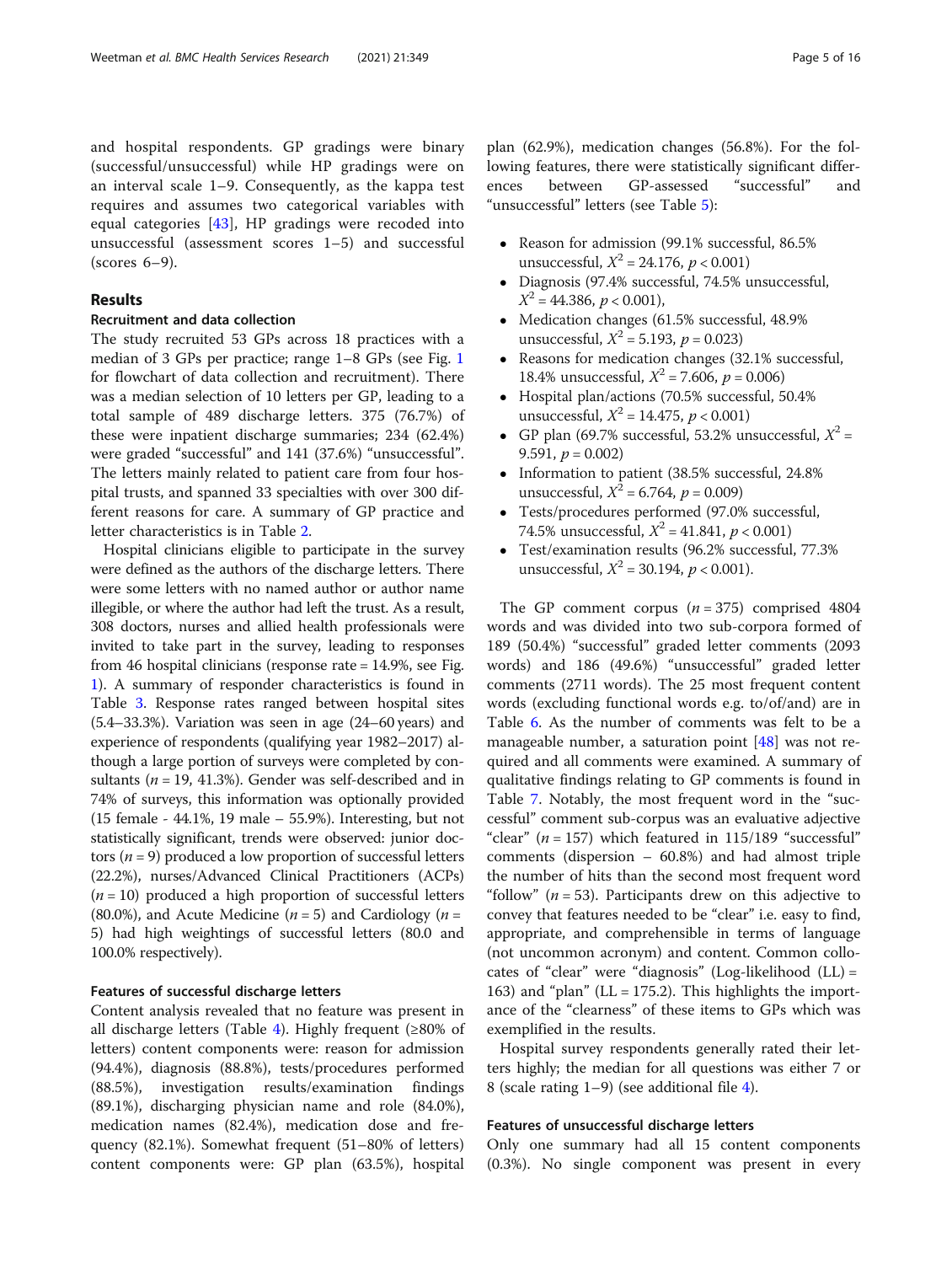and hospital respondents. GP gradings were binary (successful/unsuccessful) while HP gradings were on an interval scale 1–9. Consequently, as the kappa test requires and assumes two categorical variables with equal categories [43], HP gradings were recoded into unsuccessful (assessment scores 1–5) and successful (scores 6–9).

## Results

### Recruitment and data collection

The study recruited 53 GPs across 18 practices with a median of 3 GPs per practice; range 1–8 GPs (see Fig. 1 for flowchart of data collection and recruitment). There was a median selection of 10 letters per GP, leading to a total sample of 489 discharge letters. 375 (76.7%) of these were inpatient discharge summaries; 234 (62.4%) were graded "successful" and 141 (37.6%) "unsuccessful". The letters mainly related to patient care from four hospital trusts, and spanned 33 specialties with over 300 different reasons for care. A summary of GP practice and letter characteristics is in Table 2.

Hospital clinicians eligible to participate in the survey were defined as the authors of the discharge letters. There were some letters with no named author or author name illegible, or where the author had left the trust. As a result, 308 doctors, nurses and allied health professionals were invited to take part in the survey, leading to responses from 46 hospital clinicians (response rate = 14.9%, see Fig. 1). A summary of responder characteristics is found in Table 3. Response rates ranged between hospital sites (5.4–33.3%). Variation was seen in age (24–60 years) and experience of respondents (qualifying year 1982–2017) although a large portion of surveys were completed by consultants ($n$ = 19, 41.3%). Gender was self-described and in 74% of surveys, this information was optionally provided (15 female - 44.1%, 19 male – 55.9%). Interesting, but not statistically significant, trends were observed: junior doctors ($n$ = 9) produced a low proportion of successful letters (22.2%), nurses/Advanced Clinical Practitioners (ACPs) ($n$ = 10) produced a high proportion of successful letters (80.0%), and Acute Medicine ($n$ = 5) and Cardiology ($n$ = 5) had high weightings of successful letters (80.0 and 100.0% respectively).

### Features of successful discharge letters

Content analysis revealed that no feature was present in all discharge letters (Table 4). Highly frequent (≥80% of letters) content components were: reason for admission (94.4%), diagnosis (88.8%), tests/procedures performed (88.5%), investigation results/examination findings (89.1%), discharging physician name and role (84.0%), medication names (82.4%), medication dose and frequency (82.1%). Somewhat frequent (51–80% of letters) content components were: GP plan (63.5%), hospital plan (62.9%), medication changes (56.8%). For the following features, there were statistically significant differences between GP-assessed "successful" and "unsuccessful" letters (see Table 5):

- Reason for admission (99.1% successful, 86.5% unsuccessful, $X^2$ = 24.176, $p < 0.001$)
- Diagnosis (97.4% successful, 74.5% unsuccessful, $X^2$ = 44.386, $p < 0.001$),
- Medication changes (61.5% successful, 48.9% unsuccessful, $X^2$ = 5.193, $p$ = 0.023)
- Reasons for medication changes (32.1% successful, 18.4% unsuccessful, $X^2$ = 7.606, $p$ = 0.006)
- Hospital plan/actions (70.5% successful, 50.4% unsuccessful, $X^2$ = 14.475, $p < 0.001$)
- GP plan (69.7% successful, 53.2% unsuccessful, $X^2$ = 9.591, $p$ = 0.002)
- Information to patient (38.5% successful, 24.8% unsuccessful, $X^2$ = 6.764, $p$ = 0.009)
- Tests/procedures performed (97.0% successful, 74.5% unsuccessful, $X^2$ = 41.841, $p < 0.001$)
- Test/examination results (96.2% successful, 77.3% unsuccessful, $X^2$ = 30.194, $p < 0.001$).

The GP comment corpus ($n$ = 375) comprised 4804 words and was divided into two sub-corpora formed of 189 (50.4%) "successful" graded letter comments (2093 words) and 186 (49.6%) "unsuccessful" graded letter comments (2711 words). The 25 most frequent content words (excluding functional words e.g. to/of/and) are in Table 6. As the number of comments was felt to be a manageable number, a saturation point [48] was not required and all comments were examined. A summary of qualitative findings relating to GP comments is found in Table 7. Notably, the most frequent word in the "successful" comment sub-corpus was an evaluative adjective "clear" ($n$ = 157) which featured in 115/189 "successful" comments (dispersion – 60.8%) and had almost triple the number of hits than the second most frequent word "follow" ($n$ = 53). Participants drew on this adjective to convey that features needed to be "clear" i.e. easy to find, appropriate, and comprehensible in terms of language (not uncommon acronym) and content. Common collocates of "clear" were "diagnosis" (Log-likelihood (LL) = 163) and "plan" (LL = 175.2). This highlights the importance of the "clearness" of these items to GPs which was exemplified in the results.

Hospital survey respondents generally rated their letters highly; the median for all questions was either 7 or 8 (scale rating 1–9) (see additional file 4).

### Features of unsuccessful discharge letters

Only one summary had all 15 content components (0.3%). No single component was present in every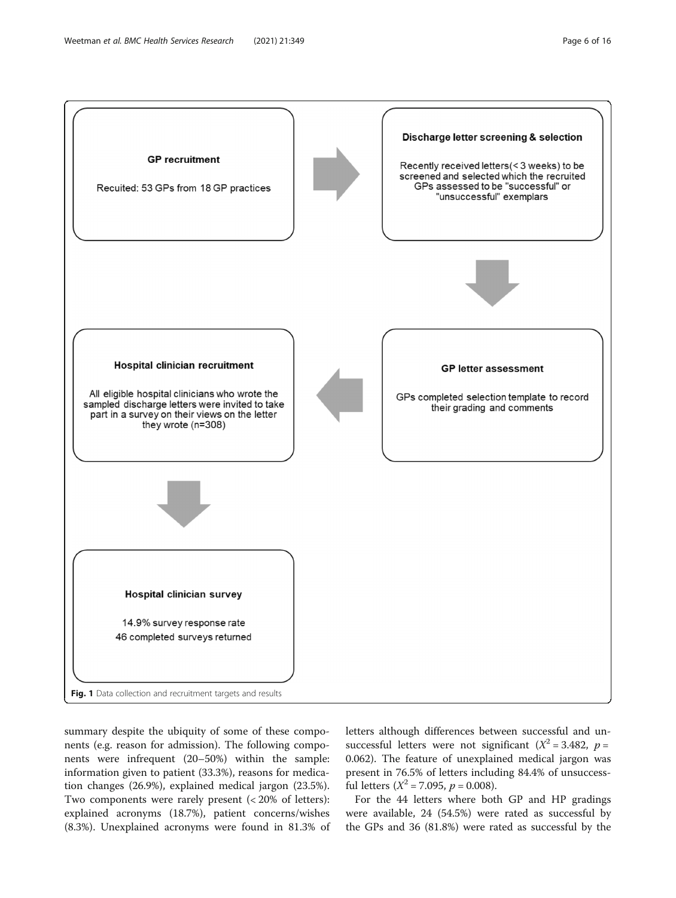**GP recruitment**

Recuited: 53 GPs from 18 GP practices

**Discharge letter screening & selection**

Recently received letters(< 3 weeks) to be screened and selected which the recruited GPs assessed to be "successful" or "unsuccessful" exemplars

**GP letter assessment**

GPs completed selection template to record their grading and comments

**Hospital clinician recruitment**

All eligible hospital clinicians who wrote the sampled discharge letters were invited to take part in a survey on their views on the letter they wrote (n=308)

**Hospital clinician survey**

14.9% survey response rate
46 completed surveys returned

**Fig. 1** Data collection and recruitment targets and results

summary despite the ubiquity of some of these components (e.g. reason for admission). The following components were infrequent (20–50%) within the sample: information given to patient (33.3%), reasons for medication changes (26.9%), explained medical jargon (23.5%). Two components were rarely present (< 20% of letters): explained acronyms (18.7%), patient concerns/wishes (8.3%). Unexplained acronyms were found in 81.3% of letters although differences between successful and unsuccessful letters were not significant ($X^2 = 3.482$, $p = 0.062$). The feature of unexplained medical jargon was present in 76.5% of letters including 84.4% of unsuccessful letters ($X^2 = 7.095$, $p = 0.008$).

For the 44 letters where both GP and HP gradings were available, 24 (54.5%) were rated as successful by the GPs and 36 (81.8%) were rated as successful by the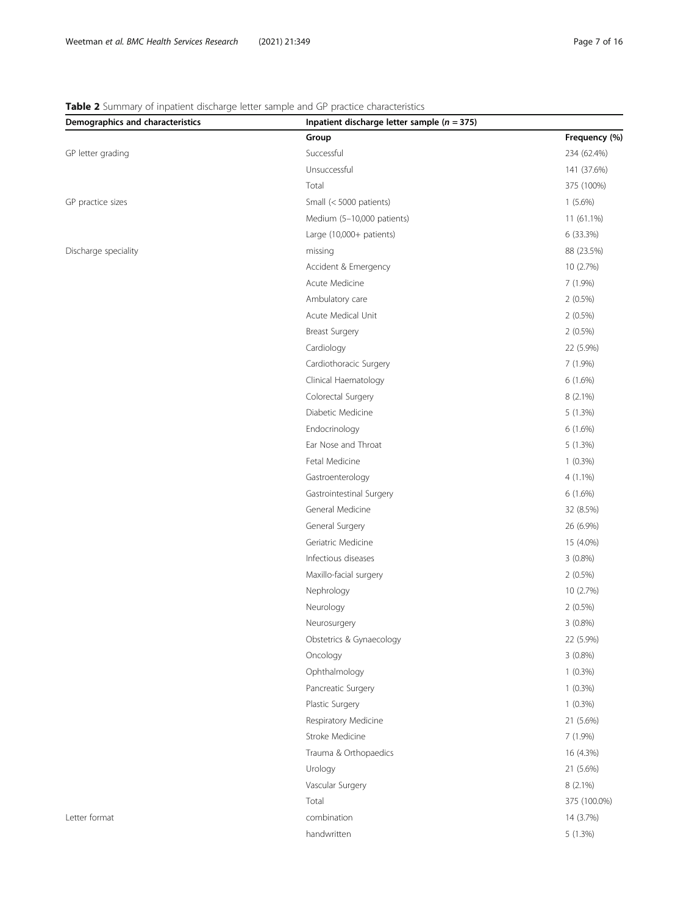**Table 2** Summary of inpatient discharge letter sample and GP practice characteristics

| Demographics and characteristics | Inpatient discharge letter sample ($n = 375$) | |
|---|---|---|
| | **Group** | **Frequency (%)** |
| GP letter grading | Successful | 234 (62.4%) |
| | Unsuccessful | 141 (37.6%) |
| | Total | 375 (100%) |
| GP practice sizes | Small (< 5000 patients) | 1 (5.6%) |
| | Medium (5–10,000 patients) | 11 (61.1%) |
| | Large (10,000+ patients) | 6 (33.3%) |
| Discharge speciality | missing | 88 (23.5%) |
| | Accident & Emergency | 10 (2.7%) |
| | Acute Medicine | 7 (1.9%) |
| | Ambulatory care | 2 (0.5%) |
| | Acute Medical Unit | 2 (0.5%) |
| | Breast Surgery | 2 (0.5%) |
| | Cardiology | 22 (5.9%) |
| | Cardiothoracic Surgery | 7 (1.9%) |
| | Clinical Haematology | 6 (1.6%) |
| | Colorectal Surgery | 8 (2.1%) |
| | Diabetic Medicine | 5 (1.3%) |
| | Endocrinology | 6 (1.6%) |
| | Ear Nose and Throat | 5 (1.3%) |
| | Fetal Medicine | 1 (0.3%) |
| | Gastroenterology | 4 (1.1%) |
| | Gastrointestinal Surgery | 6 (1.6%) |
| | General Medicine | 32 (8.5%) |
| | General Surgery | 26 (6.9%) |
| | Geriatric Medicine | 15 (4.0%) |
| | Infectious diseases | 3 (0.8%) |
| | Maxillo-facial surgery | 2 (0.5%) |
| | Nephrology | 10 (2.7%) |
| | Neurology | 2 (0.5%) |
| | Neurosurgery | 3 (0.8%) |
| | Obstetrics & Gynaecology | 22 (5.9%) |
| | Oncology | 3 (0.8%) |
| | Ophthalmology | 1 (0.3%) |
| | Pancreatic Surgery | 1 (0.3%) |
| | Plastic Surgery | 1 (0.3%) |
| | Respiratory Medicine | 21 (5.6%) |
| | Stroke Medicine | 7 (1.9%) |
| | Trauma & Orthopaedics | 16 (4.3%) |
| | Urology | 21 (5.6%) |
| | Vascular Surgery | 8 (2.1%) |
| | Total | 375 (100.0%) |
| Letter format | combination | 14 (3.7%) |
| | handwritten | 5 (1.3%) |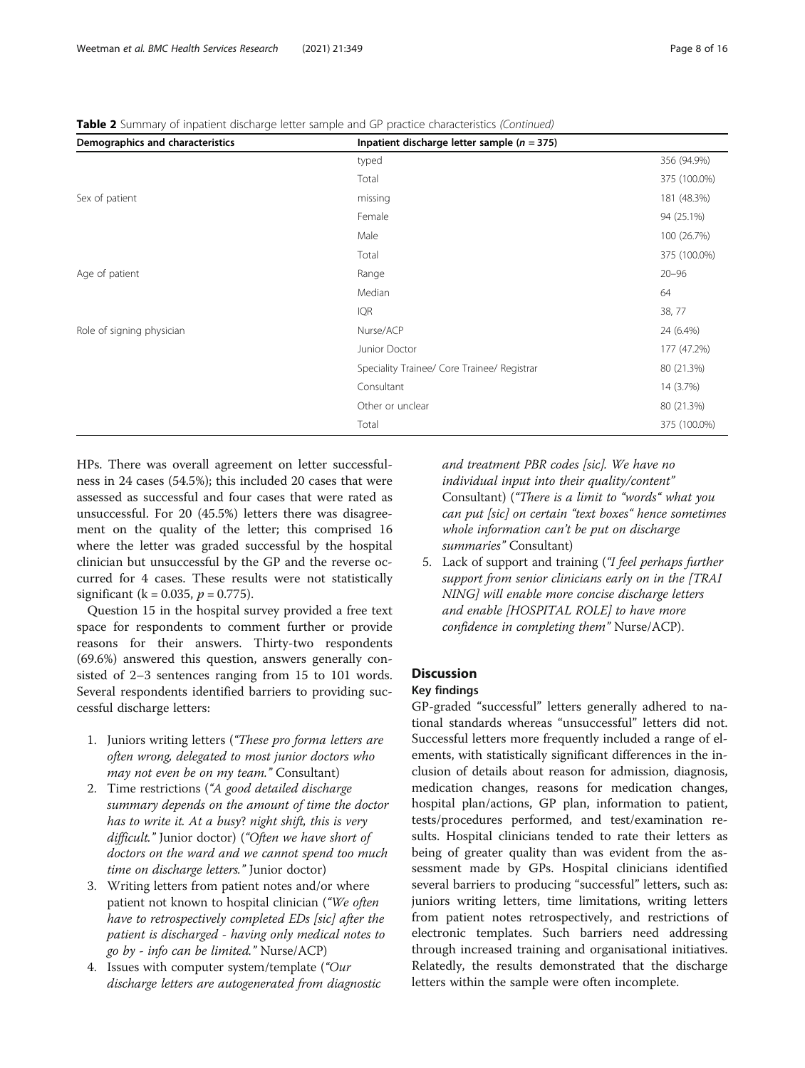**Table 2** Summary of inpatient discharge letter sample and GP practice characteristics *(Continued)*

| Demographics and characteristics | Inpatient discharge letter sample ($n = 375$) | |
|---|---|---|
| | typed | 356 (94.9%) |
| | Total | 375 (100.0%) |
| Sex of patient | missing | 181 (48.3%) |
| | Female | 94 (25.1%) |
| | Male | 100 (26.7%) |
| | Total | 375 (100.0%) |
| Age of patient | Range | 20–96 |
| | Median | 64 |
| | IQR | 38, 77 |
| Role of signing physician | Nurse/ACP | 24 (6.4%) |
| | Junior Doctor | 177 (47.2%) |
| | Speciality Trainee/ Core Trainee/ Registrar | 80 (21.3%) |
| | Consultant | 14 (3.7%) |
| | Other or unclear | 80 (21.3%) |
| | Total | 375 (100.0%) |

HPs. There was overall agreement on letter successfulness in 24 cases (54.5%); this included 20 cases that were assessed as successful and four cases that were rated as unsuccessful. For 20 (45.5%) letters there was disagreement on the quality of the letter; this comprised 16 where the letter was graded successful by the hospital clinician but unsuccessful by the GP and the reverse occurred for 4 cases. These results were not statistically significant ($k = 0.035$, $p = 0.775$).

Question 15 in the hospital survey provided a free text space for respondents to comment further or provide reasons for their answers. Thirty-two respondents (69.6%) answered this question, answers generally consisted of 2–3 sentences ranging from 15 to 101 words. Several respondents identified barriers to providing successful discharge letters:

1. Juniors writing letters (*"These pro forma letters are often wrong, delegated to most junior doctors who may not even be on my team."* Consultant)
2. Time restrictions (*"A good detailed discharge summary depends on the amount of time the doctor has to write it. At a busy? night shift, this is very difficult."* Junior doctor) (*"Often we have short of doctors on the ward and we cannot spend too much time on discharge letters."* Junior doctor)
3. Writing letters from patient notes and/or where patient not known to hospital clinician (*"We often have to retrospectively completed EDs [sic] after the patient is discharged - having only medical notes to go by - info can be limited."* Nurse/ACP)
4. Issues with computer system/template (*"Our discharge letters are autogenerated from diagnostic and treatment PBR codes [sic]. We have no individual input into their quality/content"* Consultant) (*"There is a limit to "words" what you can put [sic] on certain "text boxes" hence sometimes whole information can't be put on discharge summaries"* Consultant)
5. Lack of support and training (*"I feel perhaps further support from senior clinicians early on in the [TRAINING] will enable more concise discharge letters and enable [HOSPITAL ROLE] to have more confidence in completing them"* Nurse/ACP).

## Discussion

### Key findings

GP-graded "successful" letters generally adhered to national standards whereas "unsuccessful" letters did not. Successful letters more frequently included a range of elements, with statistically significant differences in the inclusion of details about reason for admission, diagnosis, medication changes, reasons for medication changes, hospital plan/actions, GP plan, information to patient, tests/procedures performed, and test/examination results. Hospital clinicians tended to rate their letters as being of greater quality than was evident from the assessment made by GPs. Hospital clinicians identified several barriers to producing "successful" letters, such as: juniors writing letters, time limitations, writing letters from patient notes retrospectively, and restrictions of electronic templates. Such barriers need addressing through increased training and organisational initiatives. Relatedly, the results demonstrated that the discharge letters within the sample were often incomplete.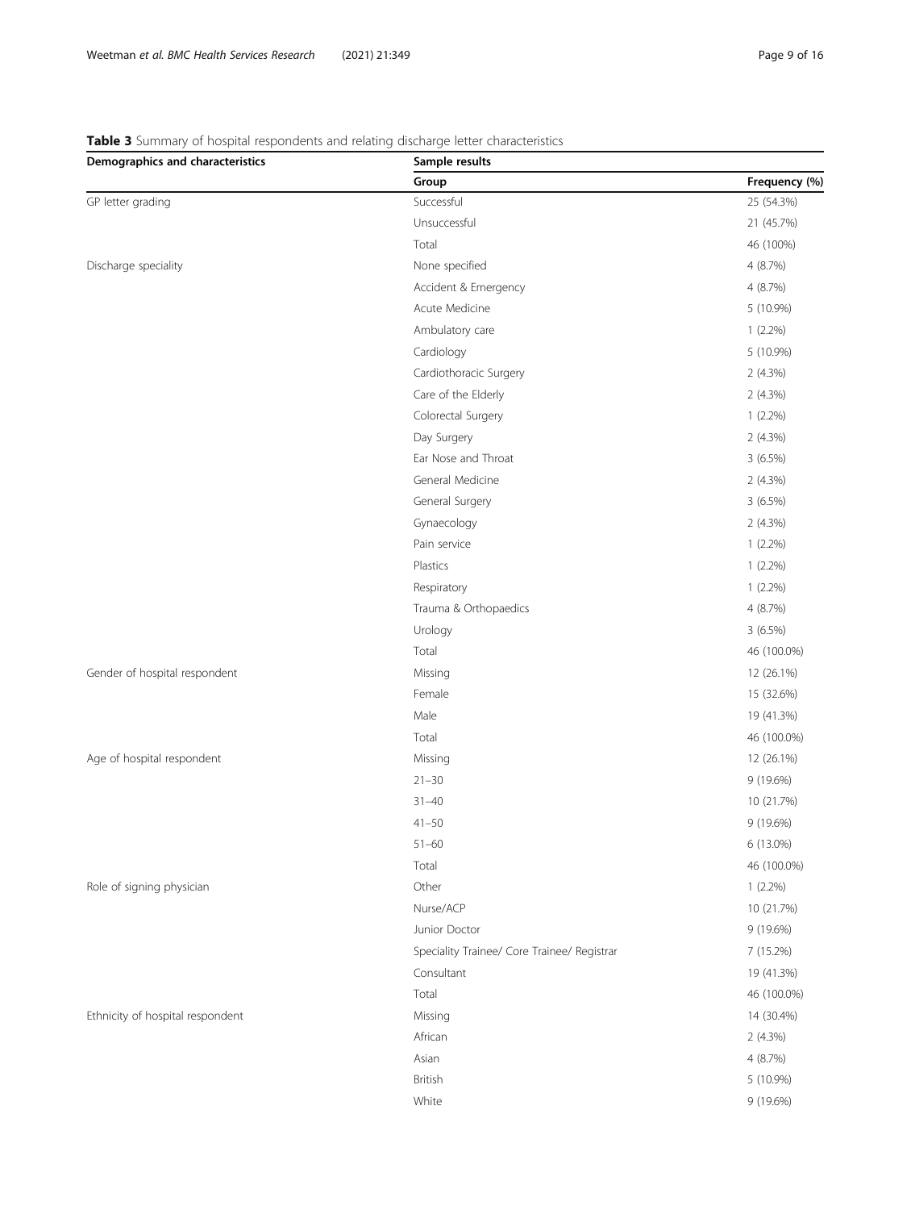**Table 3** Summary of hospital respondents and relating discharge letter characteristics

| Demographics and characteristics | Sample results | |
|---|---|---|
| | **Group** | **Frequency (%)** |
| GP letter grading | Successful | 25 (54.3%) |
| | Unsuccessful | 21 (45.7%) |
| | Total | 46 (100%) |
| Discharge speciality | None specified | 4 (8.7%) |
| | Accident & Emergency | 4 (8.7%) |
| | Acute Medicine | 5 (10.9%) |
| | Ambulatory care | 1 (2.2%) |
| | Cardiology | 5 (10.9%) |
| | Cardiothoracic Surgery | 2 (4.3%) |
| | Care of the Elderly | 2 (4.3%) |
| | Colorectal Surgery | 1 (2.2%) |
| | Day Surgery | 2 (4.3%) |
| | Ear Nose and Throat | 3 (6.5%) |
| | General Medicine | 2 (4.3%) |
| | General Surgery | 3 (6.5%) |
| | Gynaecology | 2 (4.3%) |
| | Pain service | 1 (2.2%) |
| | Plastics | 1 (2.2%) |
| | Respiratory | 1 (2.2%) |
| | Trauma & Orthopaedics | 4 (8.7%) |
| | Urology | 3 (6.5%) |
| | Total | 46 (100.0%) |
| Gender of hospital respondent | Missing | 12 (26.1%) |
| | Female | 15 (32.6%) |
| | Male | 19 (41.3%) |
| | Total | 46 (100.0%) |
| Age of hospital respondent | Missing | 12 (26.1%) |
| | 21–30 | 9 (19.6%) |
| | 31–40 | 10 (21.7%) |
| | 41–50 | 9 (19.6%) |
| | 51–60 | 6 (13.0%) |
| | Total | 46 (100.0%) |
| Role of signing physician | Other | 1 (2.2%) |
| | Nurse/ACP | 10 (21.7%) |
| | Junior Doctor | 9 (19.6%) |
| | Speciality Trainee/ Core Trainee/ Registrar | 7 (15.2%) |
| | Consultant | 19 (41.3%) |
| | Total | 46 (100.0%) |
| Ethnicity of hospital respondent | Missing | 14 (30.4%) |
| | African | 2 (4.3%) |
| | Asian | 4 (8.7%) |
| | British | 5 (10.9%) |
| | White | 9 (19.6%) |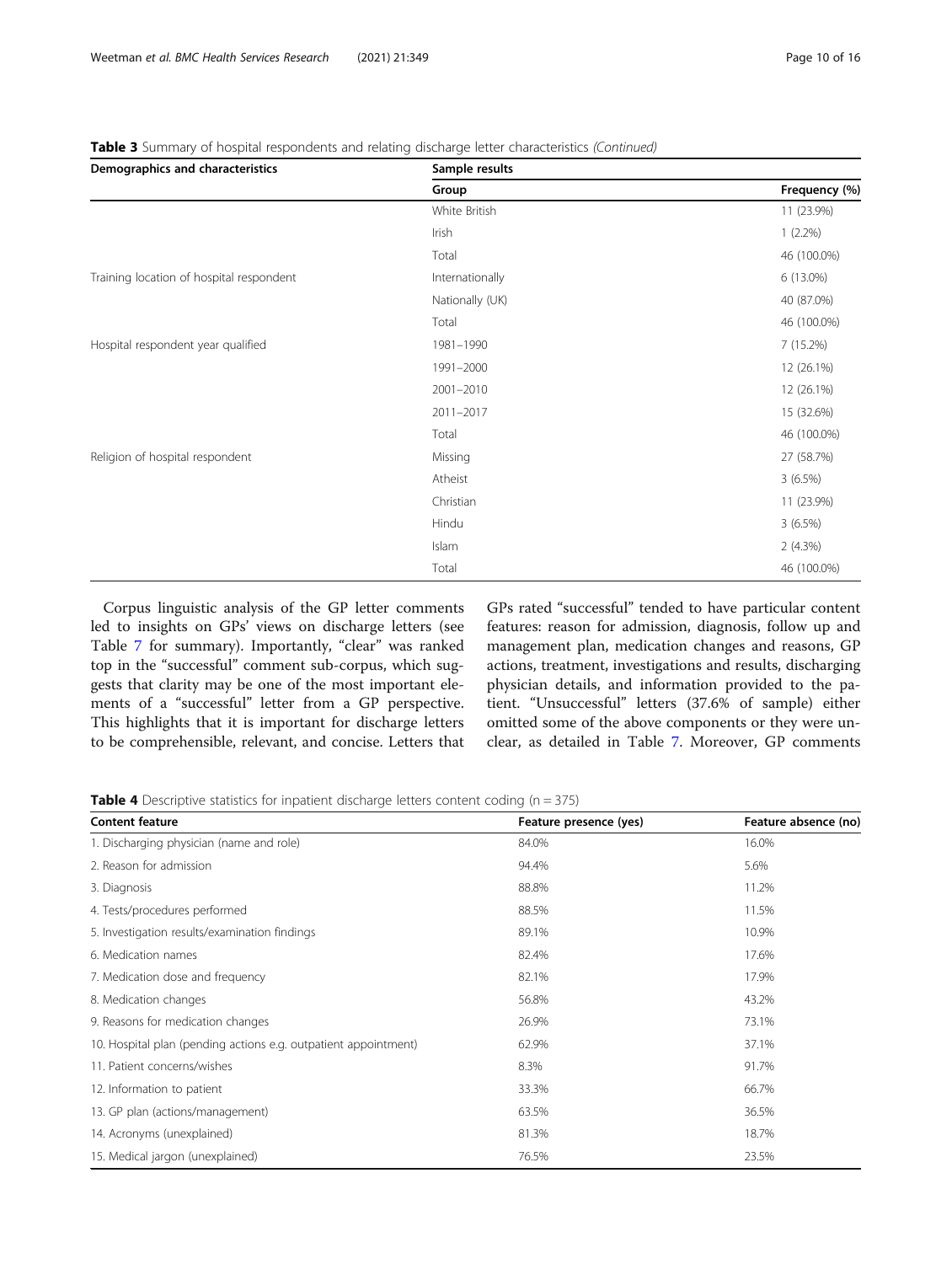**Table 3** Summary of hospital respondents and relating discharge letter characteristics *(Continued)*

| Demographics and characteristics | Sample results | |
|---|---|---|
| | Group | Frequency (%) |
| | White British | 11 (23.9%) |
| | Irish | 1 (2.2%) |
| | Total | 46 (100.0%) |
| Training location of hospital respondent | Internationally | 6 (13.0%) |
| | Nationally (UK) | 40 (87.0%) |
| | Total | 46 (100.0%) |
| Hospital respondent year qualified | 1981–1990 | 7 (15.2%) |
| | 1991–2000 | 12 (26.1%) |
| | 2001–2010 | 12 (26.1%) |
| | 2011–2017 | 15 (32.6%) |
| | Total | 46 (100.0%) |
| Religion of hospital respondent | Missing | 27 (58.7%) |
| | Atheist | 3 (6.5%) |
| | Christian | 11 (23.9%) |
| | Hindu | 3 (6.5%) |
| | Islam | 2 (4.3%) |
| | Total | 46 (100.0%) |

Corpus linguistic analysis of the GP letter comments led to insights on GPs' views on discharge letters (see Table 7 for summary). Importantly, "clear" was ranked top in the "successful" comment sub-corpus, which suggests that clarity may be one of the most important elements of a "successful" letter from a GP perspective. This highlights that it is important for discharge letters to be comprehensible, relevant, and concise. Letters that GPs rated "successful" tended to have particular content features: reason for admission, diagnosis, follow up and management plan, medication changes and reasons, GP actions, treatment, investigations and results, discharging physician details, and information provided to the patient. "Unsuccessful" letters (37.6% of sample) either omitted some of the above components or they were unclear, as detailed in Table 7. Moreover, GP comments

**Table 4** Descriptive statistics for inpatient discharge letters content coding (n = 375)

| Content feature | Feature presence (yes) | Feature absence (no) |
|---|---|---|
| 1. Discharging physician (name and role) | 84.0% | 16.0% |
| 2. Reason for admission | 94.4% | 5.6% |
| 3. Diagnosis | 88.8% | 11.2% |
| 4. Tests/procedures performed | 88.5% | 11.5% |
| 5. Investigation results/examination findings | 89.1% | 10.9% |
| 6. Medication names | 82.4% | 17.6% |
| 7. Medication dose and frequency | 82.1% | 17.9% |
| 8. Medication changes | 56.8% | 43.2% |
| 9. Reasons for medication changes | 26.9% | 73.1% |
| 10. Hospital plan (pending actions e.g. outpatient appointment) | 62.9% | 37.1% |
| 11. Patient concerns/wishes | 8.3% | 91.7% |
| 12. Information to patient | 33.3% | 66.7% |
| 13. GP plan (actions/management) | 63.5% | 36.5% |
| 14. Acronyms (unexplained) | 81.3% | 18.7% |
| 15. Medical jargon (unexplained) | 76.5% | 23.5% |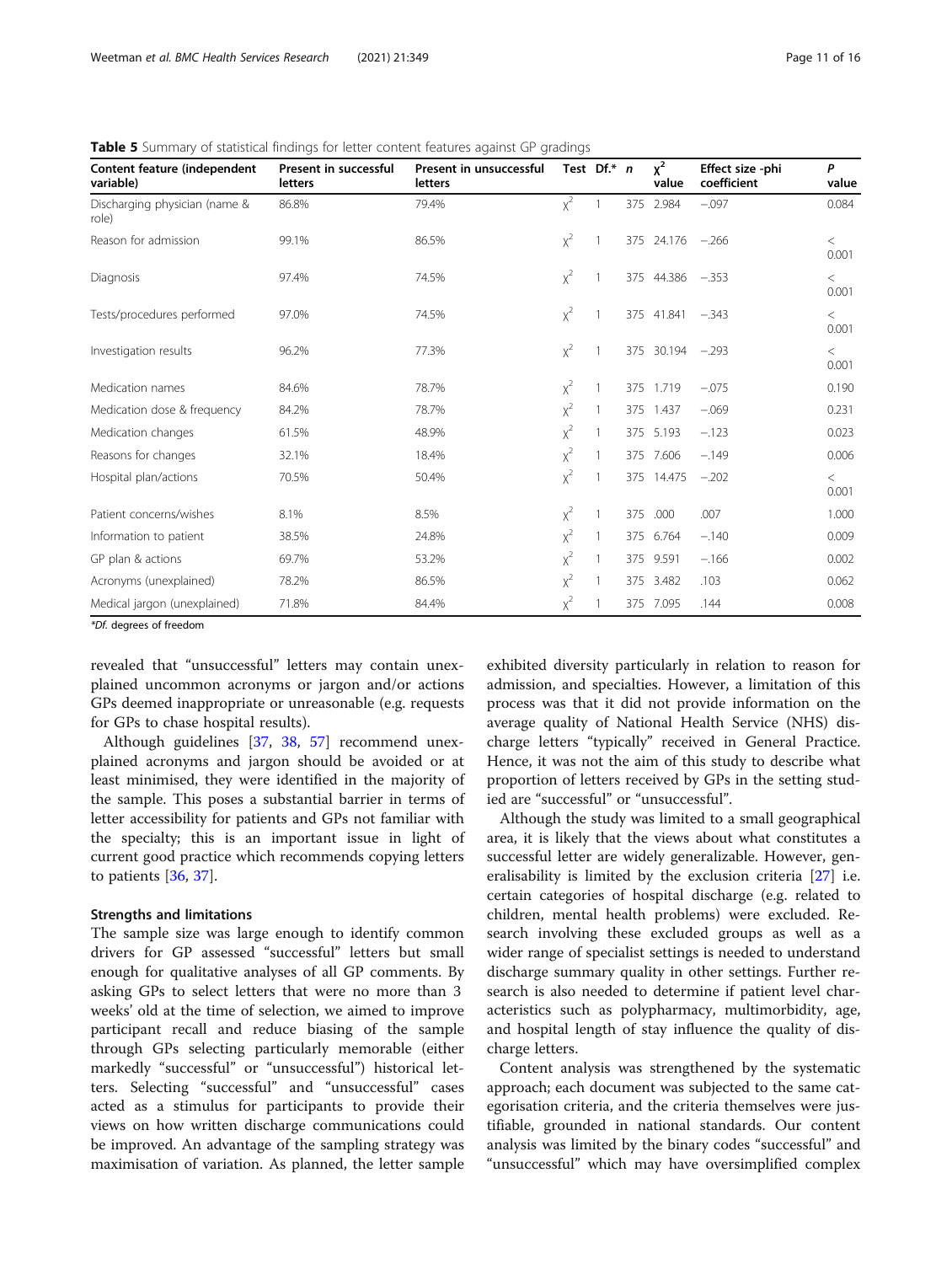**Table 5** Summary of statistical findings for letter content features against GP gradings

| Content feature (independent variable) | Present in successful letters | Present in unsuccessful letters | Test | Df.* | *n* | $\chi^2$ value | Effect size -phi coefficient | *P* value |
|---|---|---|---|---|---|---|---|---|
| Discharging physician (name & role) | 86.8% | 79.4% | $\chi^2$ | 1 | 375 | 2.984 | −.097 | 0.084 |
| Reason for admission | 99.1% | 86.5% | $\chi^2$ | 1 | 375 | 24.176 | −.266 | < 0.001 |
| Diagnosis | 97.4% | 74.5% | $\chi^2$ | 1 | 375 | 44.386 | −.353 | < 0.001 |
| Tests/procedures performed | 97.0% | 74.5% | $\chi^2$ | 1 | 375 | 41.841 | −.343 | < 0.001 |
| Investigation results | 96.2% | 77.3% | $\chi^2$ | 1 | 375 | 30.194 | −.293 | < 0.001 |
| Medication names | 84.6% | 78.7% | $\chi^2$ | 1 | 375 | 1.719 | −.075 | 0.190 |
| Medication dose & frequency | 84.2% | 78.7% | $\chi^2$ | 1 | 375 | 1.437 | −.069 | 0.231 |
| Medication changes | 61.5% | 48.9% | $\chi^2$ | 1 | 375 | 5.193 | −.123 | 0.023 |
| Reasons for changes | 32.1% | 18.4% | $\chi^2$ | 1 | 375 | 7.606 | −.149 | 0.006 |
| Hospital plan/actions | 70.5% | 50.4% | $\chi^2$ | 1 | 375 | 14.475 | −.202 | < 0.001 |
| Patient concerns/wishes | 8.1% | 8.5% | $\chi^2$ | 1 | 375 | .000 | .007 | 1.000 |
| Information to patient | 38.5% | 24.8% | $\chi^2$ | 1 | 375 | 6.764 | −.140 | 0.009 |
| GP plan & actions | 69.7% | 53.2% | $\chi^2$ | 1 | 375 | 9.591 | −.166 | 0.002 |
| Acronyms (unexplained) | 78.2% | 86.5% | $\chi^2$ | 1 | 375 | 3.482 | .103 | 0.062 |
| Medical jargon (unexplained) | 71.8% | 84.4% | $\chi^2$ | 1 | 375 | 7.095 | .144 | 0.008 |

*\*Df.* degrees of freedom

revealed that "unsuccessful" letters may contain unexplained uncommon acronyms or jargon and/or actions GPs deemed inappropriate or unreasonable (e.g. requests for GPs to chase hospital results).

Although guidelines [37, 38, 57] recommend unexplained acronyms and jargon should be avoided or at least minimised, they were identified in the majority of the sample. This poses a substantial barrier in terms of letter accessibility for patients and GPs not familiar with the specialty; this is an important issue in light of current good practice which recommends copying letters to patients [36, 37].

#### Strengths and limitations

The sample size was large enough to identify common drivers for GP assessed "successful" letters but small enough for qualitative analyses of all GP comments. By asking GPs to select letters that were no more than 3 weeks' old at the time of selection, we aimed to improve participant recall and reduce biasing of the sample through GPs selecting particularly memorable (either markedly "successful" or "unsuccessful") historical letters. Selecting "successful" and "unsuccessful" cases acted as a stimulus for participants to provide their views on how written discharge communications could be improved. An advantage of the sampling strategy was maximisation of variation. As planned, the letter sample exhibited diversity particularly in relation to reason for admission, and specialties. However, a limitation of this process was that it did not provide information on the average quality of National Health Service (NHS) discharge letters "typically" received in General Practice. Hence, it was not the aim of this study to describe what proportion of letters received by GPs in the setting studied are "successful" or "unsuccessful".

Although the study was limited to a small geographical area, it is likely that the views about what constitutes a successful letter are widely generalizable. However, generalisability is limited by the exclusion criteria [27] i.e. certain categories of hospital discharge (e.g. related to children, mental health problems) were excluded. Research involving these excluded groups as well as a wider range of specialist settings is needed to understand discharge summary quality in other settings. Further research is also needed to determine if patient level characteristics such as polypharmacy, multimorbidity, age, and hospital length of stay influence the quality of discharge letters.

Content analysis was strengthened by the systematic approach; each document was subjected to the same categorisation criteria, and the criteria themselves were justifiable, grounded in national standards. Our content analysis was limited by the binary codes "successful" and "unsuccessful" which may have oversimplified complex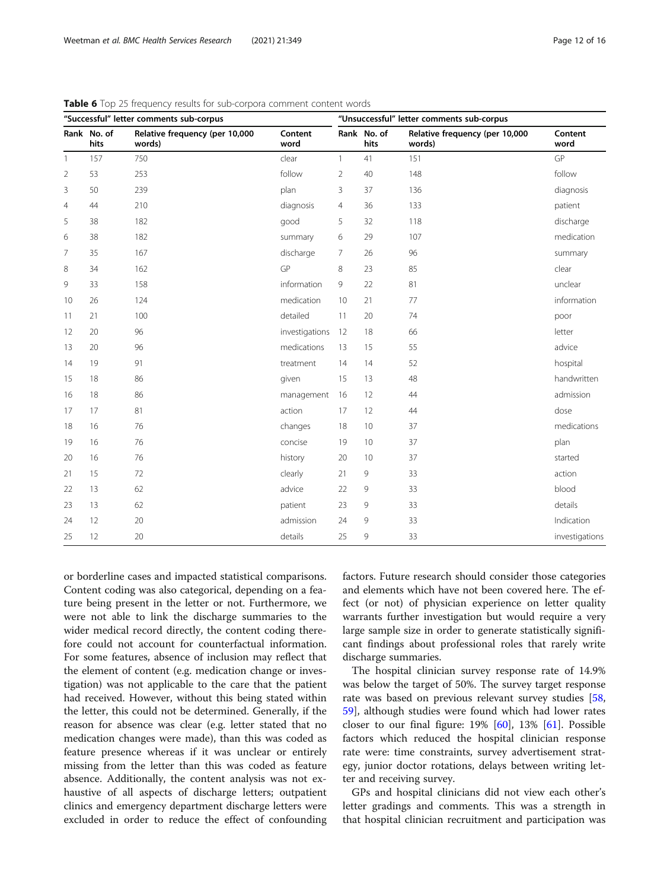**Table 6** Top 25 frequency results for sub-corpora comment content words

| "Successful" letter comments sub-corpus | | | | "Unsuccessful" letter comments sub-corpus | | | |
|---|---|---|---|---|---|---|---|
| Rank | No. of hits | Relative frequency (per 10,000 words) | Content word | Rank | No. of hits | Relative frequency (per 10,000 words) | Content word |
| 1 | 157 | 750 | clear | 1 | 41 | 151 | GP |
| 2 | 53 | 253 | follow | 2 | 40 | 148 | follow |
| 3 | 50 | 239 | plan | 3 | 37 | 136 | diagnosis |
| 4 | 44 | 210 | diagnosis | 4 | 36 | 133 | patient |
| 5 | 38 | 182 | good | 5 | 32 | 118 | discharge |
| 6 | 38 | 182 | summary | 6 | 29 | 107 | medication |
| 7 | 35 | 167 | discharge | 7 | 26 | 96 | summary |
| 8 | 34 | 162 | GP | 8 | 23 | 85 | clear |
| 9 | 33 | 158 | information | 9 | 22 | 81 | unclear |
| 10 | 26 | 124 | medication | 10 | 21 | 77 | information |
| 11 | 21 | 100 | detailed | 11 | 20 | 74 | poor |
| 12 | 20 | 96 | investigations | 12 | 18 | 66 | letter |
| 13 | 20 | 96 | medications | 13 | 15 | 55 | advice |
| 14 | 19 | 91 | treatment | 14 | 14 | 52 | hospital |
| 15 | 18 | 86 | given | 15 | 13 | 48 | handwritten |
| 16 | 18 | 86 | management | 16 | 12 | 44 | admission |
| 17 | 17 | 81 | action | 17 | 12 | 44 | dose |
| 18 | 16 | 76 | changes | 18 | 10 | 37 | medications |
| 19 | 16 | 76 | concise | 19 | 10 | 37 | plan |
| 20 | 16 | 76 | history | 20 | 10 | 37 | started |
| 21 | 15 | 72 | clearly | 21 | 9 | 33 | action |
| 22 | 13 | 62 | advice | 22 | 9 | 33 | blood |
| 23 | 13 | 62 | patient | 23 | 9 | 33 | details |
| 24 | 12 | 20 | admission | 24 | 9 | 33 | Indication |
| 25 | 12 | 20 | details | 25 | 9 | 33 | investigations |

or borderline cases and impacted statistical comparisons. Content coding was also categorical, depending on a feature being present in the letter or not. Furthermore, we were not able to link the discharge summaries to the wider medical record directly, the content coding therefore could not account for counterfactual information. For some features, absence of inclusion may reflect that the element of content (e.g. medication change or investigation) was not applicable to the care that the patient had received. However, without this being stated within the letter, this could not be determined. Generally, if the reason for absence was clear (e.g. letter stated that no medication changes were made), than this was coded as feature presence whereas if it was unclear or entirely missing from the letter than this was coded as feature absence. Additionally, the content analysis was not exhaustive of all aspects of discharge letters; outpatient clinics and emergency department discharge letters were excluded in order to reduce the effect of confounding factors. Future research should consider those categories and elements which have not been covered here. The effect (or not) of physician experience on letter quality warrants further investigation but would require a very large sample size in order to generate statistically significant findings about professional roles that rarely write discharge summaries.

The hospital clinician survey response rate of 14.9% was below the target of 50%. The survey target response rate was based on previous relevant survey studies [58, 59], although studies were found which had lower rates closer to our final figure: 19% [60], 13% [61]. Possible factors which reduced the hospital clinician response rate were: time constraints, survey advertisement strategy, junior doctor rotations, delays between writing letter and receiving survey.

GPs and hospital clinicians did not view each other's letter gradings and comments. This was a strength in that hospital clinician recruitment and participation was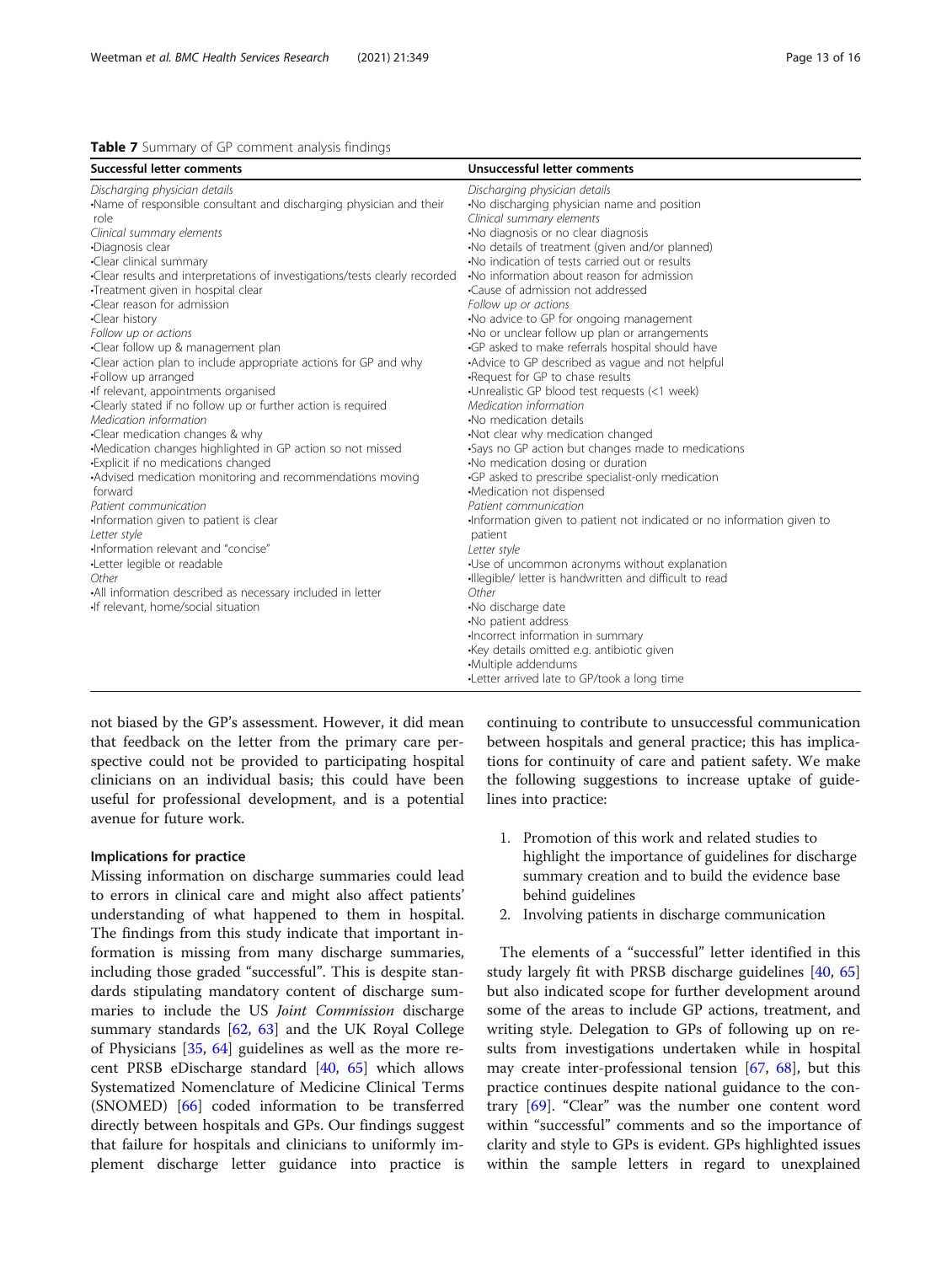**Table 7** Summary of GP comment analysis findings

| Successful letter comments | Unsuccessful letter comments |
|---|---|
| *Discharging physician details* | *Discharging physician details* |
| •Name of responsible consultant and discharging physician and their role | •No discharging physician name and position |
| *Clinical summary elements* | *Clinical summary elements* |
| •Diagnosis clear | •No diagnosis or no clear diagnosis |
| •Clear clinical summary | •No details of treatment (given and/or planned) |
| •Clear results and interpretations of investigations/tests clearly recorded | •No indication of tests carried out or results |
| •Treatment given in hospital clear | •No information about reason for admission |
| •Clear reason for admission | •Cause of admission not addressed |
| •Clear history | *Follow up or actions* |
| *Follow up or actions* | •No advice to GP for ongoing management |
| •Clear follow up & management plan | •No or unclear follow up plan or arrangements |
| •Clear action plan to include appropriate actions for GP and why | •GP asked to make referrals hospital should have |
| •Follow up arranged | •Advice to GP described as vague and not helpful |
| •If relevant, appointments organised | •Request for GP to chase results |
| •Clearly stated if no follow up or further action is required | •Unrealistic GP blood test requests (<1 week) |
| *Medication information* | *Medication information* |
| •Clear medication changes & why | •No medication details |
| •Medication changes highlighted in GP action so not missed | •Not clear why medication changed |
| •Explicit if no medications changed | •Says no GP action but changes made to medications |
| •Advised medication monitoring and recommendations moving forward | •No medication dosing or duration |
| *Patient communication* | •GP asked to prescribe specialist-only medication |
| •Information given to patient is clear | •Medication not dispensed |
| *Letter style* | *Patient communication* |
| •Information relevant and "concise" | •Information given to patient not indicated or no information given to patient |
| •Letter legible or readable | *Letter style* |
| *Other* | •Use of uncommon acronyms without explanation |
| •All information described as necessary included in letter | •Illegible/ letter is handwritten and difficult to read |
| •If relevant, home/social situation | *Other* |
| | •No discharge date |
| | •No patient address |
| | •Incorrect information in summary |
| | •Key details omitted e.g. antibiotic given |
| | •Multiple addendums |
| | •Letter arrived late to GP/took a long time |

not biased by the GP's assessment. However, it did mean that feedback on the letter from the primary care perspective could not be provided to participating hospital clinicians on an individual basis; this could have been useful for professional development, and is a potential avenue for future work.

### Implications for practice

Missing information on discharge summaries could lead to errors in clinical care and might also affect patients' understanding of what happened to them in hospital. The findings from this study indicate that important information is missing from many discharge summaries, including those graded "successful". This is despite standards stipulating mandatory content of discharge summaries to include the US *Joint Commission* discharge summary standards [62, 63] and the UK Royal College of Physicians [35, 64] guidelines as well as the more recent PRSB eDischarge standard [40, 65] which allows Systematized Nomenclature of Medicine Clinical Terms (SNOMED) [66] coded information to be transferred directly between hospitals and GPs. Our findings suggest that failure for hospitals and clinicians to uniformly implement discharge letter guidance into practice is continuing to contribute to unsuccessful communication between hospitals and general practice; this has implications for continuity of care and patient safety. We make the following suggestions to increase uptake of guidelines into practice:

1. Promotion of this work and related studies to highlight the importance of guidelines for discharge summary creation and to build the evidence base behind guidelines
2. Involving patients in discharge communication

The elements of a "successful" letter identified in this study largely fit with PRSB discharge guidelines [40, 65] but also indicated scope for further development around some of the areas to include GP actions, treatment, and writing style. Delegation to GPs of following up on results from investigations undertaken while in hospital may create inter-professional tension [67, 68], but this practice continues despite national guidance to the contrary [69]. "Clear" was the number one content word within "successful" comments and so the importance of clarity and style to GPs is evident. GPs highlighted issues within the sample letters in regard to unexplained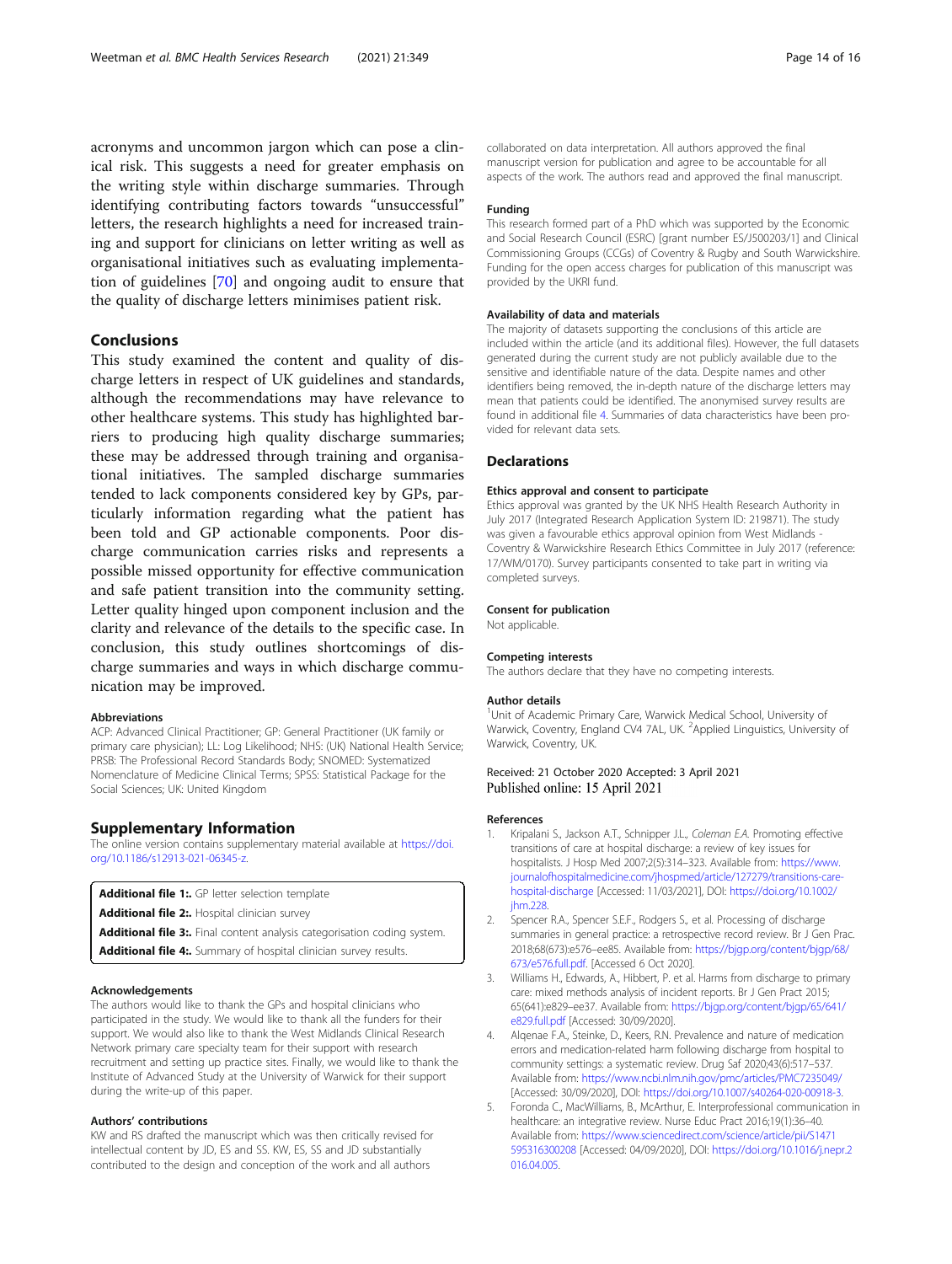acronyms and uncommon jargon which can pose a clinical risk. This suggests a need for greater emphasis on the writing style within discharge summaries. Through identifying contributing factors towards "unsuccessful" letters, the research highlights a need for increased training and support for clinicians on letter writing as well as organisational initiatives such as evaluating implementation of guidelines [70] and ongoing audit to ensure that the quality of discharge letters minimises patient risk.

## Conclusions

This study examined the content and quality of discharge letters in respect of UK guidelines and standards, although the recommendations may have relevance to other healthcare systems. This study has highlighted barriers to producing high quality discharge summaries; these may be addressed through training and organisational initiatives. The sampled discharge summaries tended to lack components considered key by GPs, particularly information regarding what the patient has been told and GP actionable components. Poor discharge communication carries risks and represents a possible missed opportunity for effective communication and safe patient transition into the community setting. Letter quality hinged upon component inclusion and the clarity and relevance of the details to the specific case. In conclusion, this study outlines shortcomings of discharge summaries and ways in which discharge communication may be improved.

### Abbreviations

ACP: Advanced Clinical Practitioner; GP: General Practitioner (UK family or primary care physician); LL: Log Likelihood; NHS: (UK) National Health Service; PRSB: The Professional Record Standards Body; SNOMED: Systematized Nomenclature of Medicine Clinical Terms; SPSS: Statistical Package for the Social Sciences; UK: United Kingdom

## Supplementary Information

The online version contains supplementary material available at https://doi.org/10.1186/s12913-021-06345-z.

**Additional file 1:.** GP letter selection template

**Additional file 2:.** Hospital clinician survey

**Additional file 3:.** Final content analysis categorisation coding system.

**Additional file 4:.** Summary of hospital clinician survey results.

### Acknowledgements

The authors would like to thank the GPs and hospital clinicians who participated in the study. We would like to thank all the funders for their support. We would also like to thank the West Midlands Clinical Research Network primary care specialty team for their support with research recruitment and setting up practice sites. Finally, we would like to thank the Institute of Advanced Study at the University of Warwick for their support during the write-up of this paper.

### Authors' contributions

KW and RS drafted the manuscript which was then critically revised for intellectual content by JD, ES and SS. KW, ES, SS and JD substantially contributed to the design and conception of the work and all authors collaborated on data interpretation. All authors approved the final manuscript version for publication and agree to be accountable for all aspects of the work. The authors read and approved the final manuscript.

### Funding

This research formed part of a PhD which was supported by the Economic and Social Research Council (ESRC) [grant number ES/J500203/1] and Clinical Commissioning Groups (CCGs) of Coventry & Rugby and South Warwickshire. Funding for the open access charges for publication of this manuscript was provided by the UKRI fund.

### Availability of data and materials

The majority of datasets supporting the conclusions of this article are included within the article (and its additional files). However, the full datasets generated during the current study are not publicly available due to the sensitive and identifiable nature of the data. Despite names and other identifiers being removed, the in-depth nature of the discharge letters may mean that patients could be identified. The anonymised survey results are found in additional file 4. Summaries of data characteristics have been provided for relevant data sets.

## Declarations

### Ethics approval and consent to participate

Ethics approval was granted by the UK NHS Health Research Authority in July 2017 (Integrated Research Application System ID: 219871). The study was given a favourable ethics approval opinion from West Midlands - Coventry & Warwickshire Research Ethics Committee in July 2017 (reference: 17/WM/0170). Survey participants consented to take part in writing via completed surveys.

### Consent for publication

Not applicable.

### Competing interests

The authors declare that they have no competing interests.

### Author details

[1]Unit of Academic Primary Care, Warwick Medical School, University of Warwick, Coventry, England CV4 7AL, UK. [2]Applied Linguistics, University of Warwick, Coventry, UK.

Received: 21 October 2020 Accepted: 3 April 2021
Published online: 15 April 2021

### References

1. Kripalani S., Jackson A.T., Schnipper J.L., *Coleman E.A.* Promoting effective transitions of care at hospital discharge: a review of key issues for hospitalists. J Hosp Med 2007;2(5):314–323. Available from: https://www.journalofhospitalmedicine.com/jhospmed/article/127279/transitions-care-hospital-discharge [Accessed: 11/03/2021], DOI: https://doi.org/10.1002/jhm.228.
2. Spencer R.A., Spencer S.E.F., Rodgers S., et al. Processing of discharge summaries in general practice: a retrospective record review. Br J Gen Prac. 2018;68(673):e576–ee85. Available from: https://bjgp.org/content/bjgp/68/673/e576.full.pdf. [Accessed 6 Oct 2020].
3. Williams H., Edwards, A., Hibbert, P. et al. Harms from discharge to primary care: mixed methods analysis of incident reports. Br J Gen Pract 2015; 65(641):e829–ee37. Available from: https://bjgp.org/content/bjgp/65/641/e829.full.pdf [Accessed: 30/09/2020].
4. Alqenae F.A., Steinke, D., Keers, R.N. Prevalence and nature of medication errors and medication-related harm following discharge from hospital to community settings: a systematic review. Drug Saf 2020;43(6):517–537. Available from: https://www.ncbi.nlm.nih.gov/pmc/articles/PMC7235049/ [Accessed: 30/09/2020], DOI: https://doi.org/10.1007/s40264-020-00918-3.
5. Foronda C., MacWilliams, B., McArthur, E. Interprofessional communication in healthcare: an integrative review. Nurse Educ Pract 2016;19(1):36–40. Available from: https://www.sciencedirect.com/science/article/pii/S1471595316300208 [Accessed: 04/09/2020], DOI: https://doi.org/10.1016/j.nepr.2016.04.005.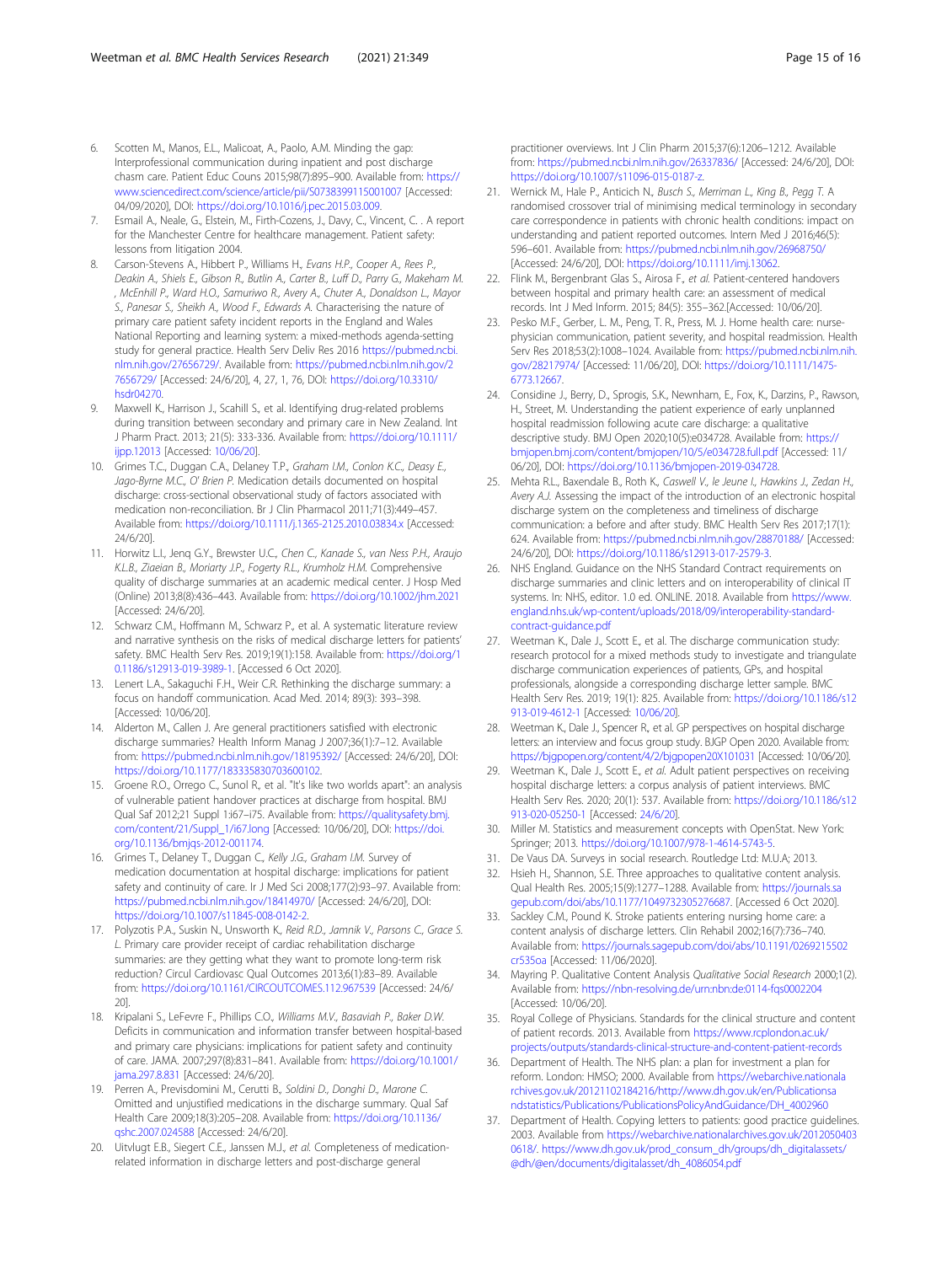6. Scotten M., Manos, E.L., Malicoat, A., Paolo, A.M. Minding the gap: Interprofessional communication during inpatient and post discharge chasm care. Patient Educ Couns 2015;98(7):895–900. Available from: https://www.sciencedirect.com/science/article/pii/S0738399115001007 [Accessed: 04/09/2020], DOI: https://doi.org/10.1016/j.pec.2015.03.009.
7. Esmail A., Neale, G., Elstein, M., Firth-Cozens, J., Davy, C., Vincent, C. . A report for the Manchester Centre for healthcare management. Patient safety: lessons from litigation 2004.
8. Carson-Stevens A., Hibbert P., Williams H., *Evans H.P., Cooper A., Rees P., Deakin A., Shiels E., Gibson R., Butlin A., Carter B., Luff D., Parry G., Makeham M. , McEnhill P., Ward H.O., Samuriwo R., Avery A., Chuter A., Donaldson L., Mayor S., Panesar S., Sheikh A., Wood F., Edwards A.* Characterising the nature of primary care patient safety incident reports in the England and Wales National Reporting and learning system: a mixed-methods agenda-setting study for general practice. Health Serv Deliv Res 2016 https://pubmed.ncbi.nlm.nih.gov/27656729/. Available from: https://pubmed.ncbi.nlm.nih.gov/27656729/ [Accessed: 24/6/20], 4, 27, 1, 76, DOI: https://doi.org/10.3310/hsdr04270.
9. Maxwell K., Harrison J., Scahill S., et al. Identifying drug-related problems during transition between secondary and primary care in New Zealand. Int J Pharm Pract. 2013; 21(5): 333-336. Available from: https://doi.org/10.1111/ijpp.12013 [Accessed: 10/06/20].
10. Grimes T.C., Duggan C.A., Delaney T.P., *Graham I.M., Conlon K.C., Deasy E., Jago-Byrne M.C., O' Brien P.* Medication details documented on hospital discharge: cross-sectional observational study of factors associated with medication non-reconciliation. Br J Clin Pharmacol 2011;71(3):449–457. Available from: https://doi.org/10.1111/j.1365-2125.2010.03834.x [Accessed: 24/6/20].
11. Horwitz L.I., Jenq G.Y., Brewster U.C., *Chen C., Kanade S., van Ness P.H., Araujo K.L.B., Ziaeian B., Moriarty J.P., Fogerty R.L., Krumholz H.M.* Comprehensive quality of discharge summaries at an academic medical center. J Hosp Med (Online) 2013;8(8):436–443. Available from: https://doi.org/10.1002/jhm.2021 [Accessed: 24/6/20].
12. Schwarz C.M., Hoffmann M., Schwarz P., et al. A systematic literature review and narrative synthesis on the risks of medical discharge letters for patients' safety. BMC Health Serv Res. 2019;19(1):158. Available from: https://doi.org/10.1186/s12913-019-3989-1. [Accessed 6 Oct 2020].
13. Lenert L.A., Sakaguchi F.H., Weir C.R. Rethinking the discharge summary: a focus on handoff communication. Acad Med. 2014; 89(3): 393–398. [Accessed: 10/06/20].
14. Alderton M., Callen J. Are general practitioners satisfied with electronic discharge summaries? Health Inform Manag J 2007;36(1):7–12. Available from: https://pubmed.ncbi.nlm.nih.gov/18195392/ [Accessed: 24/6/20], DOI: https://doi.org/10.1177/183335830703600102.
15. Groene R.O., Orrego C., Sunol R., et al. "It's like two worlds apart": an analysis of vulnerable patient handover practices at discharge from hospital. BMJ Qual Saf 2012;21 Suppl 1:i67–i75. Available from: https://qualitysafety.bmj.com/content/21/Suppl_1/i67.long [Accessed: 10/06/20], DOI: https://doi.org/10.1136/bmjqs-2012-001174.
16. Grimes T., Delaney T., Duggan C., *Kelly J.G., Graham I.M.* Survey of medication documentation at hospital discharge: implications for patient safety and continuity of care. Ir J Med Sci 2008;177(2):93–97. Available from: https://pubmed.ncbi.nlm.nih.gov/18414970/ [Accessed: 24/6/20], DOI: https://doi.org/10.1007/s11845-008-0142-2.
17. Polyzotis P.A., Suskin N., Unsworth K., *Reid R.D., Jamnik V., Parsons C., Grace S. L.* Primary care provider receipt of cardiac rehabilitation discharge summaries: are they getting what they want to promote long-term risk reduction? Circul Cardiovasc Qual Outcomes 2013;6(1):83–89. Available from: https://doi.org/10.1161/CIRCOUTCOMES.112.967539 [Accessed: 24/6/20].
18. Kripalani S., LeFevre F., Phillips C.O., *Williams M.V., Basaviah P., Baker D.W.* Deficits in communication and information transfer between hospital-based and primary care physicians: implications for patient safety and continuity of care. JAMA. 2007;297(8):831–841. Available from: https://doi.org/10.1001/jama.297.8.831 [Accessed: 24/6/20].
19. Perren A., Previsdomini M., Cerutti B., *Soldini D., Donghi D., Marone C.* Omitted and unjustified medications in the discharge summary. Qual Saf Health Care 2009;18(3):205–208. Available from: https://doi.org/10.1136/qshc.2007.024588 [Accessed: 24/6/20].
20. Uitvlugt E.B., Siegert C.E., Janssen M.J., *et al.* Completeness of medication-related information in discharge letters and post-discharge general practitioner overviews. Int J Clin Pharm 2015;37(6):1206–1212. Available from: https://pubmed.ncbi.nlm.nih.gov/26337836/ [Accessed: 24/6/20], DOI: https://doi.org/10.1007/s11096-015-0187-z.
21. Wernick M., Hale P., Anticich N., *Busch S., Merriman L., King B., Pegg T.* A randomised crossover trial of minimising medical terminology in secondary care correspondence in patients with chronic health conditions: impact on understanding and patient reported outcomes. Intern Med J 2016;46(5): 596–601. Available from: https://pubmed.ncbi.nlm.nih.gov/26968750/ [Accessed: 24/6/20], DOI: https://doi.org/10.1111/imj.13062.
22. Flink M., Bergenbrant Glas S., Airosa F., *et al.* Patient-centered handovers between hospital and primary health care: an assessment of medical records. Int J Med Inform. 2015; 84(5): 355–362.[Accessed: 10/06/20].
23. Pesko M.F., Gerber, L. M., Peng, T. R., Press, M. J. Home health care: nurse-physician communication, patient severity, and hospital readmission. Health Serv Res 2018;53(2):1008–1024. Available from: https://pubmed.ncbi.nlm.nih.gov/28217974/ [Accessed: 11/06/20], DOI: https://doi.org/10.1111/1475-6773.12667.
24. Considine J., Berry, D., Sprogis, S.K., Newnham, E., Fox, K., Darzins, P., Rawson, H., Street, M. Understanding the patient experience of early unplanned hospital readmission following acute care discharge: a qualitative descriptive study. BMJ Open 2020;10(5):e034728. Available from: https://bmjopen.bmj.com/content/bmjopen/10/5/e034728.full.pdf [Accessed: 11/06/20], DOI: https://doi.org/10.1136/bmjopen-2019-034728.
25. Mehta R.L., Baxendale B., Roth K., *Caswell V., le Jeune I., Hawkins J., Zedan H., Avery A.J.* Assessing the impact of the introduction of an electronic hospital discharge system on the completeness and timeliness of discharge communication: a before and after study. BMC Health Serv Res 2017;17(1): 624. Available from: https://pubmed.ncbi.nlm.nih.gov/28870188/ [Accessed: 24/6/20], DOI: https://doi.org/10.1186/s12913-017-2579-3.
26. NHS England. Guidance on the NHS Standard Contract requirements on discharge summaries and clinic letters and on interoperability of clinical IT systems. In: NHS, editor. 1.0 ed. ONLINE. 2018. Available from https://www.england.nhs.uk/wp-content/uploads/2018/09/interoperability-standard-contract-guidance.pdf
27. Weetman K., Dale J., Scott E., et al. The discharge communication study: research protocol for a mixed methods study to investigate and triangulate discharge communication experiences of patients, GPs, and hospital professionals, alongside a corresponding discharge letter sample. BMC Health Serv Res. 2019; 19(1): 825. Available from: https://doi.org/10.1186/s12913-019-4612-1 [Accessed: 10/06/20].
28. Weetman K., Dale J., Spencer R., et al. GP perspectives on hospital discharge letters: an interview and focus group study. BJGP Open 2020. Available from: https://bjgpopen.org/content/4/2/bjgpopen20X101031 [Accessed: 10/06/20].
29. Weetman K., Dale J., Scott E., *et al.* Adult patient perspectives on receiving hospital discharge letters: a corpus analysis of patient interviews. BMC Health Serv Res. 2020; 20(1): 537. Available from: https://doi.org/10.1186/s12913-020-05250-1 [Accessed: 24/6/20].
30. Miller M. Statistics and measurement concepts with OpenStat. New York: Springer; 2013. https://doi.org/10.1007/978-1-4614-5743-5.
31. De Vaus DA. Surveys in social research. Routledge Ltd: M.U.A; 2013.
32. Hsieh H., Shannon, S.E. Three approaches to qualitative content analysis. Qual Health Res. 2005;15(9):1277–1288. Available from: https://journals.sagepub.com/doi/abs/10.1177/1049732305276687. [Accessed 6 Oct 2020].
33. Sackley C.M., Pound K. Stroke patients entering nursing home care: a content analysis of discharge letters. Clin Rehabil 2002;16(7):736–740. Available from: https://journals.sagepub.com/doi/abs/10.1191/0269215502cr535oa [Accessed: 11/06/2020].
34. Mayring P. Qualitative Content Analysis *Qualitative Social Research* 2000;1(2). Available from: https://nbn-resolving.de/urn:nbn:de:0114-fqs0002204 [Accessed: 10/06/20].
35. Royal College of Physicians. Standards for the clinical structure and content of patient records. 2013. Available from https://www.rcplondon.ac.uk/projects/outputs/standards-clinical-structure-and-content-patient-records
36. Department of Health. The NHS plan: a plan for investment a plan for reform. London: HMSO; 2000. Available from https://webarchive.nationalarchives.gov.uk/20121102184216/http://www.dh.gov.uk/en/Publicationsandstatistics/Publications/PublicationsPolicyAndGuidance/DH_4002960
37. Department of Health. Copying letters to patients: good practice guidelines. 2003. Available from https://webarchive.nationalarchives.gov.uk/20120504030618/. https://www.dh.gov.uk/prod_consum_dh/groups/dh_digitalassets/@dh/@en/documents/digitalasset/dh_4086054.pdf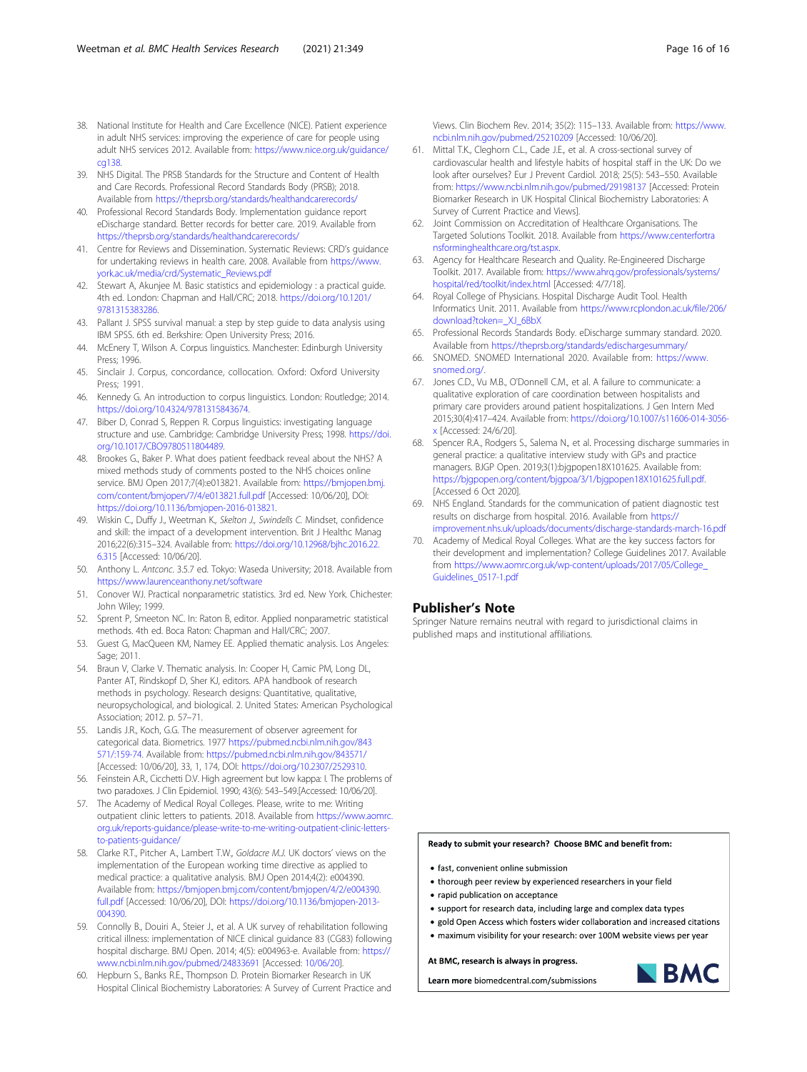38. National Institute for Health and Care Excellence (NICE). Patient experience in adult NHS services: improving the experience of care for people using adult NHS services 2012. Available from: https://www.nice.org.uk/guidance/cg138.
39. NHS Digital. The PRSB Standards for the Structure and Content of Health and Care Records. Professional Record Standards Body (PRSB); 2018. Available from https://theprsb.org/standards/healthandcarerecords/
40. Professional Record Standards Body. Implementation guidance report eDischarge standard. Better records for better care. 2019. Available from https://theprsb.org/standards/healthandcarerecords/
41. Centre for Reviews and Dissemination. Systematic Reviews: CRD's guidance for undertaking reviews in health care. 2008. Available from https://www.york.ac.uk/media/crd/Systematic_Reviews.pdf
42. Stewart A, Akunjee M. Basic statistics and epidemiology : a practical guide. 4th ed. London: Chapman and Hall/CRC; 2018. https://doi.org/10.1201/9781315383286.
43. Pallant J. SPSS survival manual: a step by step guide to data analysis using IBM SPSS. 6th ed. Berkshire: Open University Press; 2016.
44. McEnery T, Wilson A. Corpus linguistics. Manchester: Edinburgh University Press; 1996.
45. Sinclair J. Corpus, concordance, collocation. Oxford: Oxford University Press; 1991.
46. Kennedy G. An introduction to corpus linguistics. London: Routledge; 2014. https://doi.org/10.4324/9781315843674.
47. Biber D, Conrad S, Reppen R. Corpus linguistics: investigating language structure and use. Cambridge: Cambridge University Press; 1998. https://doi.org/10.1017/CBO9780511804489.
48. Brookes G., Baker P. What does patient feedback reveal about the NHS? A mixed methods study of comments posted to the NHS choices online service. BMJ Open 2017;7(4):e013821. Available from: https://bmjopen.bmj.com/content/bmjopen/7/4/e013821.full.pdf [Accessed: 10/06/20], DOI: https://doi.org/10.1136/bmjopen-2016-013821.
49. Wiskin C., Duffy J., Weetman K., *Skelton J., Swindells C.* Mindset, confidence and skill: the impact of a development intervention. Brit J Healthc Manag 2016;22(6):315–324. Available from: https://doi.org/10.12968/bjhc.2016.22.6.315 [Accessed: 10/06/20].
50. Anthony L. *Antconc.* 3.5.7 ed. Tokyo: Waseda University; 2018. Available from https://www.laurenceanthony.net/software
51. Conover WJ. Practical nonparametric statistics. 3rd ed. New York. Chichester: John Wiley; 1999.
52. Sprent P, Smeeton NC. In: Raton B, editor. Applied nonparametric statistical methods. 4th ed. Boca Raton: Chapman and Hall/CRC; 2007.
53. Guest G, MacQueen KM, Namey EE. Applied thematic analysis. Los Angeles: Sage; 2011.
54. Braun V, Clarke V. Thematic analysis. In: Cooper H, Camic PM, Long DL, Panter AT, Rindskopf D, Sher KJ, editors. APA handbook of research methods in psychology. Research designs: Quantitative, qualitative, neuropsychological, and biological. 2. United States: American Psychological Association; 2012. p. 57–71.
55. Landis J.R., Koch, G.G. The measurement of observer agreement for categorical data. Biometrics. 1977 https://pubmed.ncbi.nlm.nih.gov/843571/:159-74. Available from: https://pubmed.ncbi.nlm.nih.gov/843571/ [Accessed: 10/06/20], 33, 1, 174, DOI: https://doi.org/10.2307/2529310.
56. Feinstein A.R., Cicchetti D.V. High agreement but low kappa: I. The problems of two paradoxes. J Clin Epidemiol. 1990; 43(6): 543–549.[Accessed: 10/06/20].
57. The Academy of Medical Royal Colleges. Please, write to me: Writing outpatient clinic letters to patients. 2018. Available from https://www.aomrc.org.uk/reports-guidance/please-write-to-me-writing-outpatient-clinic-letters-to-patients-guidance/
58. Clarke R.T., Pitcher A., Lambert T.W., *Goldacre M.J.* UK doctors' views on the implementation of the European working time directive as applied to medical practice: a qualitative analysis. BMJ Open 2014;4(2): e004390. Available from: https://bmjopen.bmj.com/content/bmjopen/4/2/e004390.full.pdf [Accessed: 10/06/20], DOI: https://doi.org/10.1136/bmjopen-2013-004390.
59. Connolly B., Douiri A., Steier J., et al. A UK survey of rehabilitation following critical illness: implementation of NICE clinical guidance 83 (CG83) following hospital discharge. BMJ Open. 2014; 4(5): e004963-e. Available from: https://www.ncbi.nlm.nih.gov/pubmed/24833691 [Accessed: 10/06/20].
60. Hepburn S., Banks R.E., Thompson D. Protein Biomarker Research in UK Hospital Clinical Biochemistry Laboratories: A Survey of Current Practice and Views. Clin Biochem Rev. 2014; 35(2): 115–133. Available from: https://www.ncbi.nlm.nih.gov/pubmed/25210209 [Accessed: 10/06/20].
61. Mittal T.K., Cleghorn C.L., Cade J.E., et al. A cross-sectional survey of cardiovascular health and lifestyle habits of hospital staff in the UK: Do we look after ourselves? Eur J Prevent Cardiol. 2018; 25(5): 543–550. Available from: https://www.ncbi.nlm.nih.gov/pubmed/29198137 [Accessed: Protein Biomarker Research in UK Hospital Clinical Biochemistry Laboratories: A Survey of Current Practice and Views].
62. Joint Commission on Accreditation of Healthcare Organisations. The Targeted Solutions Toolkit. 2018. Available from https://www.centerfortransforminghealthcare.org/tst.aspx.
63. Agency for Healthcare Research and Quality. Re-Engineered Discharge Toolkit. 2017. Available from: https://www.ahrq.gov/professionals/systems/hospital/red/toolkit/index.html [Accessed: 4/7/18].
64. Royal College of Physicians. Hospital Discharge Audit Tool. Health Informatics Unit. 2011. Available from https://www.rcplondon.ac.uk/file/206/download?token=_XJ_6BbX
65. Professional Records Standards Body. eDischarge summary standard. 2020. Available from https://theprsb.org/standards/edischargesummary/
66. SNOMED. SNOMED International 2020. Available from: https://www.snomed.org/.
67. Jones C.D., Vu M.B., O'Donnell C.M., et al. A failure to communicate: a qualitative exploration of care coordination between hospitalists and primary care providers around patient hospitalizations. J Gen Intern Med 2015;30(4):417–424. Available from: https://doi.org/10.1007/s11606-014-3056-x [Accessed: 24/6/20].
68. Spencer R.A., Rodgers S., Salema N., et al. Processing discharge summaries in general practice: a qualitative interview study with GPs and practice managers. BJGP Open. 2019;3(1):bjgpopen18X101625. Available from: https://bjgpopen.org/content/bjgpoa/3/1/bjgpopen18X101625.full.pdf. [Accessed 6 Oct 2020].
69. NHS England. Standards for the communication of patient diagnostic test results on discharge from hospital. 2016. Available from https://improvement.nhs.uk/uploads/documents/discharge-standards-march-16.pdf
70. Academy of Medical Royal Colleges. What are the key success factors for their development and implementation? College Guidelines 2017. Available from https://www.aomrc.org.uk/wp-content/uploads/2017/05/College_Guidelines_0517-1.pdf

## Publisher's Note

Springer Nature remains neutral with regard to jurisdictional claims in published maps and institutional affiliations.